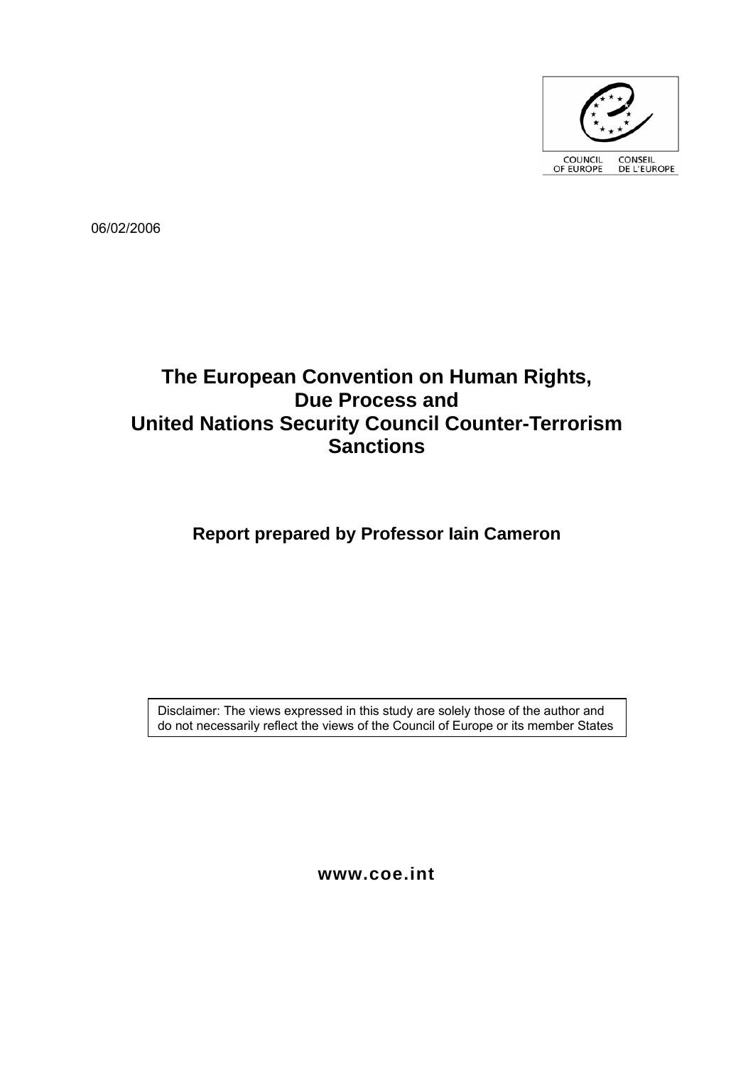COUNCIL OF EUROPE CONSEIL DE L'EUROPE

06/02/2006

# The European Convention on Human Rights, Due Process and United Nations Security Council Counter-Terrorism Sanctions

**Report prepared by Professor Iain Cameron**

Disclaimer: The views expressed in this study are solely those of the author and do not necessarily reflect the views of the Council of Europe or its member States

**www.coe.int**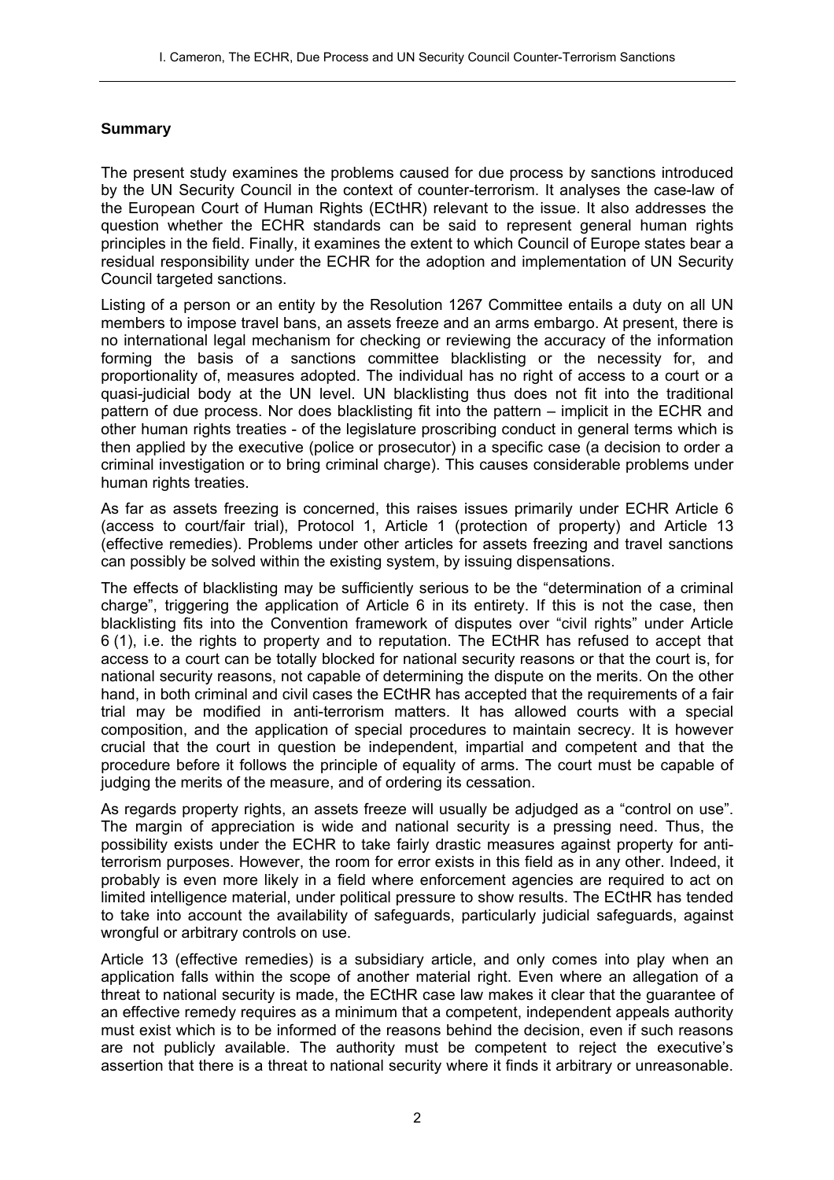**Summary**

The present study examines the problems caused for due process by sanctions introduced by the UN Security Council in the context of counter-terrorism. It analyses the case-law of the European Court of Human Rights (ECtHR) relevant to the issue. It also addresses the question whether the ECHR standards can be said to represent general human rights principles in the field. Finally, it examines the extent to which Council of Europe states bear a residual responsibility under the ECHR for the adoption and implementation of UN Security Council targeted sanctions.

Listing of a person or an entity by the Resolution 1267 Committee entails a duty on all UN members to impose travel bans, an assets freeze and an arms embargo. At present, there is no international legal mechanism for checking or reviewing the accuracy of the information forming the basis of a sanctions committee blacklisting or the necessity for, and proportionality of, measures adopted. The individual has no right of access to a court or a quasi-judicial body at the UN level. UN blacklisting thus does not fit into the traditional pattern of due process. Nor does blacklisting fit into the pattern – implicit in the ECHR and other human rights treaties - of the legislature proscribing conduct in general terms which is then applied by the executive (police or prosecutor) in a specific case (a decision to order a criminal investigation or to bring criminal charge). This causes considerable problems under human rights treaties.

As far as assets freezing is concerned, this raises issues primarily under ECHR Article 6 (access to court/fair trial), Protocol 1, Article 1 (protection of property) and Article 13 (effective remedies). Problems under other articles for assets freezing and travel sanctions can possibly be solved within the existing system, by issuing dispensations.

The effects of blacklisting may be sufficiently serious to be the "determination of a criminal charge", triggering the application of Article 6 in its entirety. If this is not the case, then blacklisting fits into the Convention framework of disputes over "civil rights" under Article 6 (1), i.e. the rights to property and to reputation. The ECtHR has refused to accept that access to a court can be totally blocked for national security reasons or that the court is, for national security reasons, not capable of determining the dispute on the merits. On the other hand, in both criminal and civil cases the ECtHR has accepted that the requirements of a fair trial may be modified in anti-terrorism matters. It has allowed courts with a special composition, and the application of special procedures to maintain secrecy. It is however crucial that the court in question be independent, impartial and competent and that the procedure before it follows the principle of equality of arms. The court must be capable of judging the merits of the measure, and of ordering its cessation.

As regards property rights, an assets freeze will usually be adjudged as a "control on use". The margin of appreciation is wide and national security is a pressing need. Thus, the possibility exists under the ECHR to take fairly drastic measures against property for anti-terrorism purposes. However, the room for error exists in this field as in any other. Indeed, it probably is even more likely in a field where enforcement agencies are required to act on limited intelligence material, under political pressure to show results. The ECtHR has tended to take into account the availability of safeguards, particularly judicial safeguards, against wrongful or arbitrary controls on use.

Article 13 (effective remedies) is a subsidiary article, and only comes into play when an application falls within the scope of another material right. Even where an allegation of a threat to national security is made, the ECtHR case law makes it clear that the guarantee of an effective remedy requires as a minimum that a competent, independent appeals authority must exist which is to be informed of the reasons behind the decision, even if such reasons are not publicly available. The authority must be competent to reject the executive's assertion that there is a threat to national security where it finds it arbitrary or unreasonable.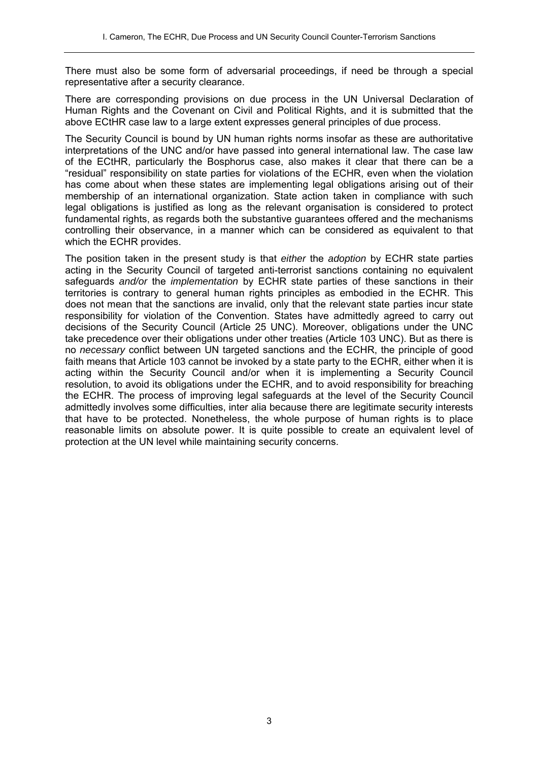There must also be some form of adversarial proceedings, if need be through a special representative after a security clearance.

There are corresponding provisions on due process in the UN Universal Declaration of Human Rights and the Covenant on Civil and Political Rights, and it is submitted that the above ECtHR case law to a large extent expresses general principles of due process.

The Security Council is bound by UN human rights norms insofar as these are authoritative interpretations of the UNC and/or have passed into general international law. The case law of the ECtHR, particularly the Bosphorus case, also makes it clear that there can be a "residual" responsibility on state parties for violations of the ECHR, even when the violation has come about when these states are implementing legal obligations arising out of their membership of an international organization. State action taken in compliance with such legal obligations is justified as long as the relevant organisation is considered to protect fundamental rights, as regards both the substantive guarantees offered and the mechanisms controlling their observance, in a manner which can be considered as equivalent to that which the ECHR provides.

The position taken in the present study is that *either* the *adoption* by ECHR state parties acting in the Security Council of targeted anti-terrorist sanctions containing no equivalent safeguards *and/or* the *implementation* by ECHR state parties of these sanctions in their territories is contrary to general human rights principles as embodied in the ECHR. This does not mean that the sanctions are invalid, only that the relevant state parties incur state responsibility for violation of the Convention. States have admittedly agreed to carry out decisions of the Security Council (Article 25 UNC). Moreover, obligations under the UNC take precedence over their obligations under other treaties (Article 103 UNC). But as there is no *necessary* conflict between UN targeted sanctions and the ECHR, the principle of good faith means that Article 103 cannot be invoked by a state party to the ECHR, either when it is acting within the Security Council and/or when it is implementing a Security Council resolution, to avoid its obligations under the ECHR, and to avoid responsibility for breaching the ECHR. The process of improving legal safeguards at the level of the Security Council admittedly involves some difficulties, inter alia because there are legitimate security interests that have to be protected. Nonetheless, the whole purpose of human rights is to place reasonable limits on absolute power. It is quite possible to create an equivalent level of protection at the UN level while maintaining security concerns.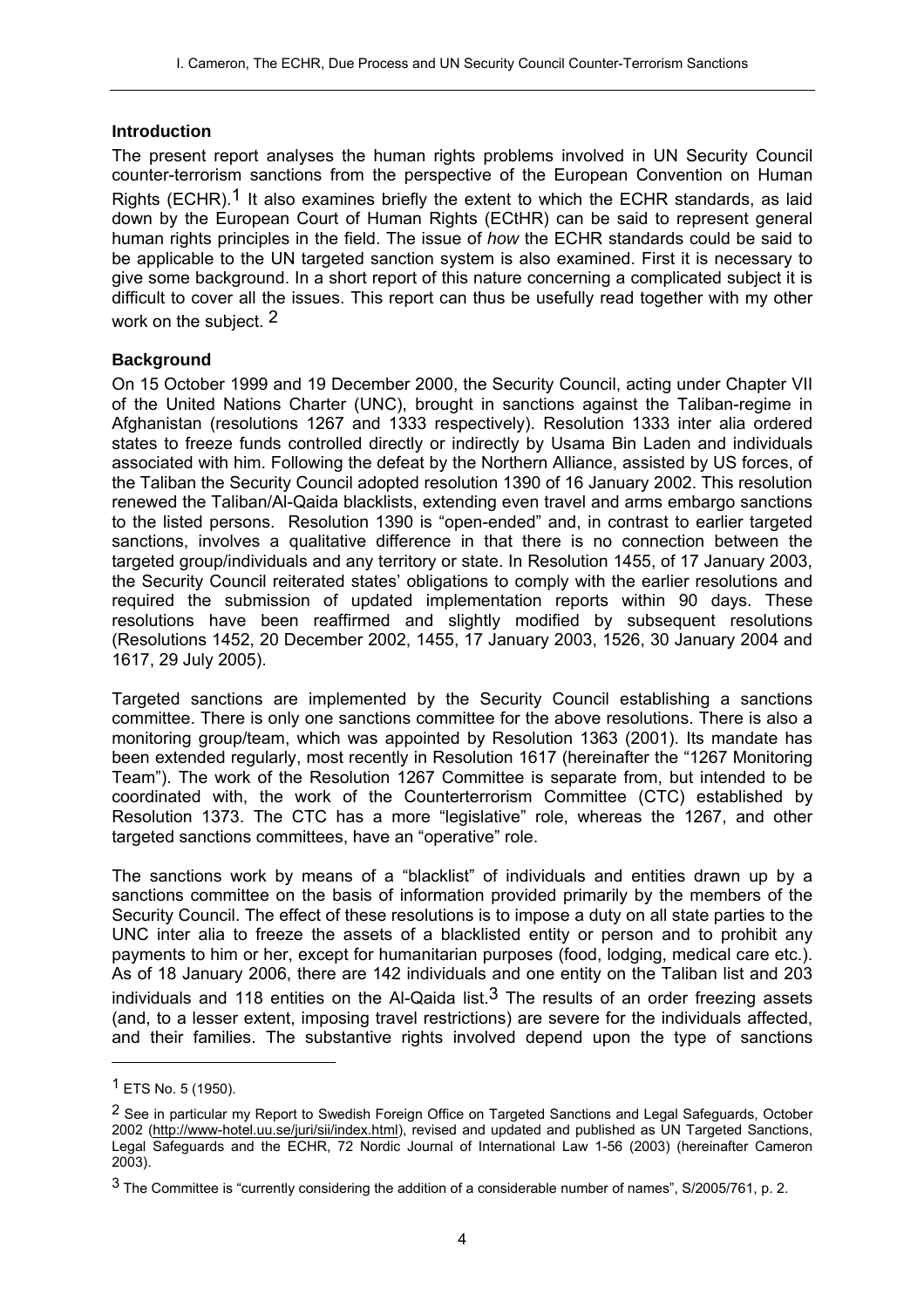### Introduction

The present report analyses the human rights problems involved in UN Security Council counter-terrorism sanctions from the perspective of the European Convention on Human Rights (ECHR).[1] It also examines briefly the extent to which the ECHR standards, as laid down by the European Court of Human Rights (ECtHR) can be said to represent general human rights principles in the field. The issue of *how* the ECHR standards could be said to be applicable to the UN targeted sanction system is also examined. First it is necessary to give some background. In a short report of this nature concerning a complicated subject it is difficult to cover all the issues. This report can thus be usefully read together with my other work on the subject.[2]

### Background

On 15 October 1999 and 19 December 2000, the Security Council, acting under Chapter VII of the United Nations Charter (UNC), brought in sanctions against the Taliban-regime in Afghanistan (resolutions 1267 and 1333 respectively). Resolution 1333 inter alia ordered states to freeze funds controlled directly or indirectly by Usama Bin Laden and individuals associated with him. Following the defeat by the Northern Alliance, assisted by US forces, of the Taliban the Security Council adopted resolution 1390 of 16 January 2002. This resolution renewed the Taliban/Al-Qaida blacklists, extending even travel and arms embargo sanctions to the listed persons. Resolution 1390 is "open-ended" and, in contrast to earlier targeted sanctions, involves a qualitative difference in that there is no connection between the targeted group/individuals and any territory or state. In Resolution 1455, of 17 January 2003, the Security Council reiterated states' obligations to comply with the earlier resolutions and required the submission of updated implementation reports within 90 days. These resolutions have been reaffirmed and slightly modified by subsequent resolutions (Resolutions 1452, 20 December 2002, 1455, 17 January 2003, 1526, 30 January 2004 and 1617, 29 July 2005).

Targeted sanctions are implemented by the Security Council establishing a sanctions committee. There is only one sanctions committee for the above resolutions. There is also a monitoring group/team, which was appointed by Resolution 1363 (2001). Its mandate has been extended regularly, most recently in Resolution 1617 (hereinafter the "1267 Monitoring Team"). The work of the Resolution 1267 Committee is separate from, but intended to be coordinated with, the work of the Counterterrorism Committee (CTC) established by Resolution 1373. The CTC has a more "legislative" role, whereas the 1267, and other targeted sanctions committees, have an "operative" role.

The sanctions work by means of a "blacklist" of individuals and entities drawn up by a sanctions committee on the basis of information provided primarily by the members of the Security Council. The effect of these resolutions is to impose a duty on all state parties to the UNC inter alia to freeze the assets of a blacklisted entity or person and to prohibit any payments to him or her, except for humanitarian purposes (food, lodging, medical care etc.). As of 18 January 2006, there are 142 individuals and one entity on the Taliban list and 203 individuals and 118 entities on the Al-Qaida list.[3] The results of an order freezing assets (and, to a lesser extent, imposing travel restrictions) are severe for the individuals affected, and their families. The substantive rights involved depend upon the type of sanctions

---

[1] ETS No. 5 (1950).

[2] See in particular my Report to Swedish Foreign Office on Targeted Sanctions and Legal Safeguards, October 2002 (http://www-hotel.uu.se/juri/sii/index.html), revised and updated and published as UN Targeted Sanctions, Legal Safeguards and the ECHR, 72 Nordic Journal of International Law 1-56 (2003) (hereinafter Cameron 2003).

[3] The Committee is "currently considering the addition of a considerable number of names", S/2005/761, p. 2.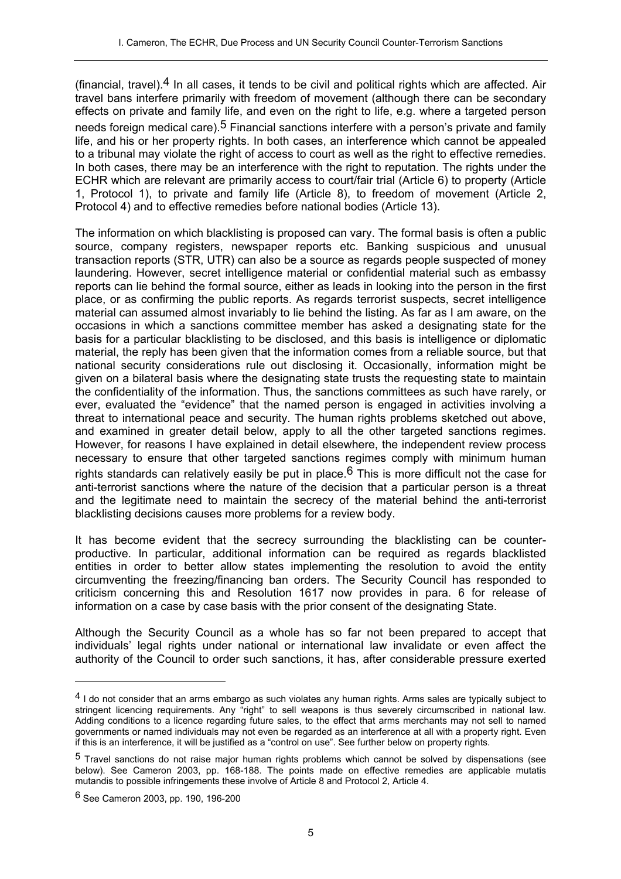(financial, travel).[4] In all cases, it tends to be civil and political rights which are affected. Air travel bans interfere primarily with freedom of movement (although there can be secondary effects on private and family life, and even on the right to life, e.g. where a targeted person needs foreign medical care).[5] Financial sanctions interfere with a person's private and family life, and his or her property rights. In both cases, an interference which cannot be appealed to a tribunal may violate the right of access to court as well as the right to effective remedies. In both cases, there may be an interference with the right to reputation. The rights under the ECHR which are relevant are primarily access to court/fair trial (Article 6) to property (Article 1, Protocol 1), to private and family life (Article 8), to freedom of movement (Article 2, Protocol 4) and to effective remedies before national bodies (Article 13).

The information on which blacklisting is proposed can vary. The formal basis is often a public source, company registers, newspaper reports etc. Banking suspicious and unusual transaction reports (STR, UTR) can also be a source as regards people suspected of money laundering. However, secret intelligence material or confidential material such as embassy reports can lie behind the formal source, either as leads in looking into the person in the first place, or as confirming the public reports. As regards terrorist suspects, secret intelligence material can assumed almost invariably to lie behind the listing. As far as I am aware, on the occasions in which a sanctions committee member has asked a designating state for the basis for a particular blacklisting to be disclosed, and this basis is intelligence or diplomatic material, the reply has been given that the information comes from a reliable source, but that national security considerations rule out disclosing it. Occasionally, information might be given on a bilateral basis where the designating state trusts the requesting state to maintain the confidentiality of the information. Thus, the sanctions committees as such have rarely, or ever, evaluated the "evidence" that the named person is engaged in activities involving a threat to international peace and security. The human rights problems sketched out above, and examined in greater detail below, apply to all the other targeted sanctions regimes. However, for reasons I have explained in detail elsewhere, the independent review process necessary to ensure that other targeted sanctions regimes comply with minimum human rights standards can relatively easily be put in place.[6] This is more difficult not the case for anti-terrorist sanctions where the nature of the decision that a particular person is a threat and the legitimate need to maintain the secrecy of the material behind the anti-terrorist blacklisting decisions causes more problems for a review body.

It has become evident that the secrecy surrounding the blacklisting can be counter-productive. In particular, additional information can be required as regards blacklisted entities in order to better allow states implementing the resolution to avoid the entity circumventing the freezing/financing ban orders. The Security Council has responded to criticism concerning this and Resolution 1617 now provides in para. 6 for release of information on a case by case basis with the prior consent of the designating State.

Although the Security Council as a whole has so far not been prepared to accept that individuals' legal rights under national or international law invalidate or even affect the authority of the Council to order such sanctions, it has, after considerable pressure exerted

---

[4] I do not consider that an arms embargo as such violates any human rights. Arms sales are typically subject to stringent licencing requirements. Any "right" to sell weapons is thus severely circumscribed in national law. Adding conditions to a licence regarding future sales, to the effect that arms merchants may not sell to named governments or named individuals may not even be regarded as an interference at all with a property right. Even if this is an interference, it will be justified as a "control on use". See further below on property rights.

[5] Travel sanctions do not raise major human rights problems which cannot be solved by dispensations (see below). See Cameron 2003, pp. 168-188. The points made on effective remedies are applicable mutatis mutandis to possible infringements these involve of Article 8 and Protocol 2, Article 4.

[6] See Cameron 2003, pp. 190, 196-200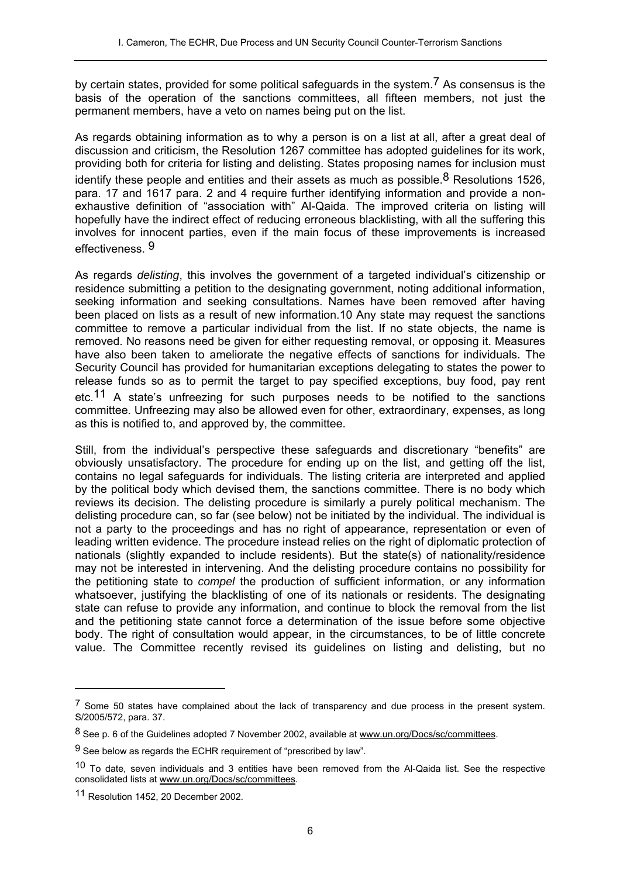by certain states, provided for some political safeguards in the system.[7] As consensus is the basis of the operation of the sanctions committees, all fifteen members, not just the permanent members, have a veto on names being put on the list.

As regards obtaining information as to why a person is on a list at all, after a great deal of discussion and criticism, the Resolution 1267 committee has adopted guidelines for its work, providing both for criteria for listing and delisting. States proposing names for inclusion must identify these people and entities and their assets as much as possible.[8] Resolutions 1526, para. 17 and 1617 para. 2 and 4 require further identifying information and provide a non-exhaustive definition of "association with" Al-Qaida. The improved criteria on listing will hopefully have the indirect effect of reducing erroneous blacklisting, with all the suffering this involves for innocent parties, even if the main focus of these improvements is increased effectiveness. [9]

As regards *delisting*, this involves the government of a targeted individual's citizenship or residence submitting a petition to the designating government, noting additional information, seeking information and seeking consultations. Names have been removed after having been placed on lists as a result of new information.10 Any state may request the sanctions committee to remove a particular individual from the list. If no state objects, the name is removed. No reasons need be given for either requesting removal, or opposing it. Measures have also been taken to ameliorate the negative effects of sanctions for individuals. The Security Council has provided for humanitarian exceptions delegating to states the power to release funds so as to permit the target to pay specified exceptions, buy food, pay rent etc.[11] A state's unfreezing for such purposes needs to be notified to the sanctions committee. Unfreezing may also be allowed even for other, extraordinary, expenses, as long as this is notified to, and approved by, the committee.

Still, from the individual's perspective these safeguards and discretionary "benefits" are obviously unsatisfactory. The procedure for ending up on the list, and getting off the list, contains no legal safeguards for individuals. The listing criteria are interpreted and applied by the political body which devised them, the sanctions committee. There is no body which reviews its decision. The delisting procedure is similarly a purely political mechanism. The delisting procedure can, so far (see below) not be initiated by the individual. The individual is not a party to the proceedings and has no right of appearance, representation or even of leading written evidence. The procedure instead relies on the right of diplomatic protection of nationals (slightly expanded to include residents). But the state(s) of nationality/residence may not be interested in intervening. And the delisting procedure contains no possibility for the petitioning state to *compel* the production of sufficient information, or any information whatsoever, justifying the blacklisting of one of its nationals or residents. The designating state can refuse to provide any information, and continue to block the removal from the list and the petitioning state cannot force a determination of the issue before some objective body. The right of consultation would appear, in the circumstances, to be of little concrete value. The Committee recently revised its guidelines on listing and delisting, but no

---

[7] Some 50 states have complained about the lack of transparency and due process in the present system. S/2005/572, para. 37.

[8] See p. 6 of the Guidelines adopted 7 November 2002, available at www.un.org/Docs/sc/committees.

[9] See below as regards the ECHR requirement of "prescribed by law".

[10] To date, seven individuals and 3 entities have been removed from the Al-Qaida list. See the respective consolidated lists at www.un.org/Docs/sc/committees.

[11] Resolution 1452, 20 December 2002.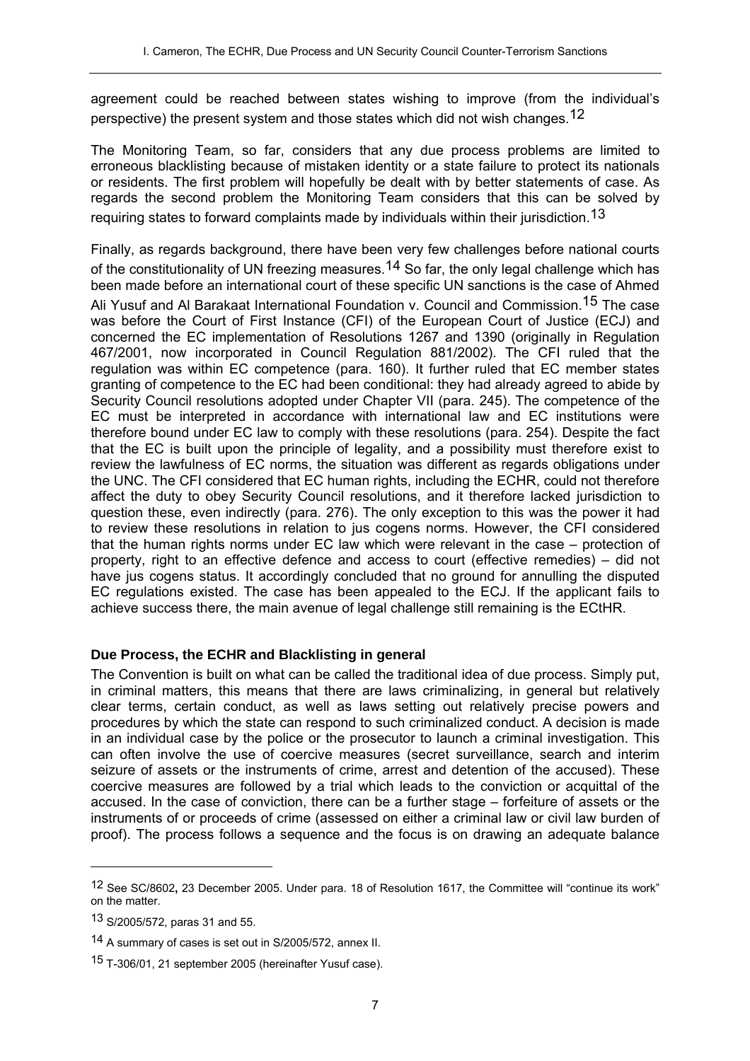agreement could be reached between states wishing to improve (from the individual's perspective) the present system and those states which did not wish changes.[12]

The Monitoring Team, so far, considers that any due process problems are limited to erroneous blacklisting because of mistaken identity or a state failure to protect its nationals or residents. The first problem will hopefully be dealt with by better statements of case. As regards the second problem the Monitoring Team considers that this can be solved by requiring states to forward complaints made by individuals within their jurisdiction.[13]

Finally, as regards background, there have been very few challenges before national courts of the constitutionality of UN freezing measures.[14] So far, the only legal challenge which has been made before an international court of these specific UN sanctions is the case of Ahmed Ali Yusuf and Al Barakaat International Foundation v. Council and Commission.[15] The case was before the Court of First Instance (CFI) of the European Court of Justice (ECJ) and concerned the EC implementation of Resolutions 1267 and 1390 (originally in Regulation 467/2001, now incorporated in Council Regulation 881/2002). The CFI ruled that the regulation was within EC competence (para. 160). It further ruled that EC member states granting of competence to the EC had been conditional: they had already agreed to abide by Security Council resolutions adopted under Chapter VII (para. 245). The competence of the EC must be interpreted in accordance with international law and EC institutions were therefore bound under EC law to comply with these resolutions (para. 254). Despite the fact that the EC is built upon the principle of legality, and a possibility must therefore exist to review the lawfulness of EC norms, the situation was different as regards obligations under the UNC. The CFI considered that EC human rights, including the ECHR, could not therefore affect the duty to obey Security Council resolutions, and it therefore lacked jurisdiction to question these, even indirectly (para. 276). The only exception to this was the power it had to review these resolutions in relation to jus cogens norms. However, the CFI considered that the human rights norms under EC law which were relevant in the case – protection of property, right to an effective defence and access to court (effective remedies) – did not have jus cogens status. It accordingly concluded that no ground for annulling the disputed EC regulations existed. The case has been appealed to the ECJ. If the applicant fails to achieve success there, the main avenue of legal challenge still remaining is the ECtHR.

**Due Process, the ECHR and Blacklisting in general**

The Convention is built on what can be called the traditional idea of due process. Simply put, in criminal matters, this means that there are laws criminalizing, in general but relatively clear terms, certain conduct, as well as laws setting out relatively precise powers and procedures by which the state can respond to such criminalized conduct. A decision is made in an individual case by the police or the prosecutor to launch a criminal investigation. This can often involve the use of coercive measures (secret surveillance, search and interim seizure of assets or the instruments of crime, arrest and detention of the accused). These coercive measures are followed by a trial which leads to the conviction or acquittal of the accused. In the case of conviction, there can be a further stage – forfeiture of assets or the instruments of or proceeds of crime (assessed on either a criminal law or civil law burden of proof). The process follows a sequence and the focus is on drawing an adequate balance

---

[12] See SC/8602**,** 23 December 2005. Under para. 18 of Resolution 1617, the Committee will "continue its work" on the matter.

[13] S/2005/572, paras 31 and 55.

[14] A summary of cases is set out in S/2005/572, annex II.

[15] T-306/01, 21 september 2005 (hereinafter Yusuf case).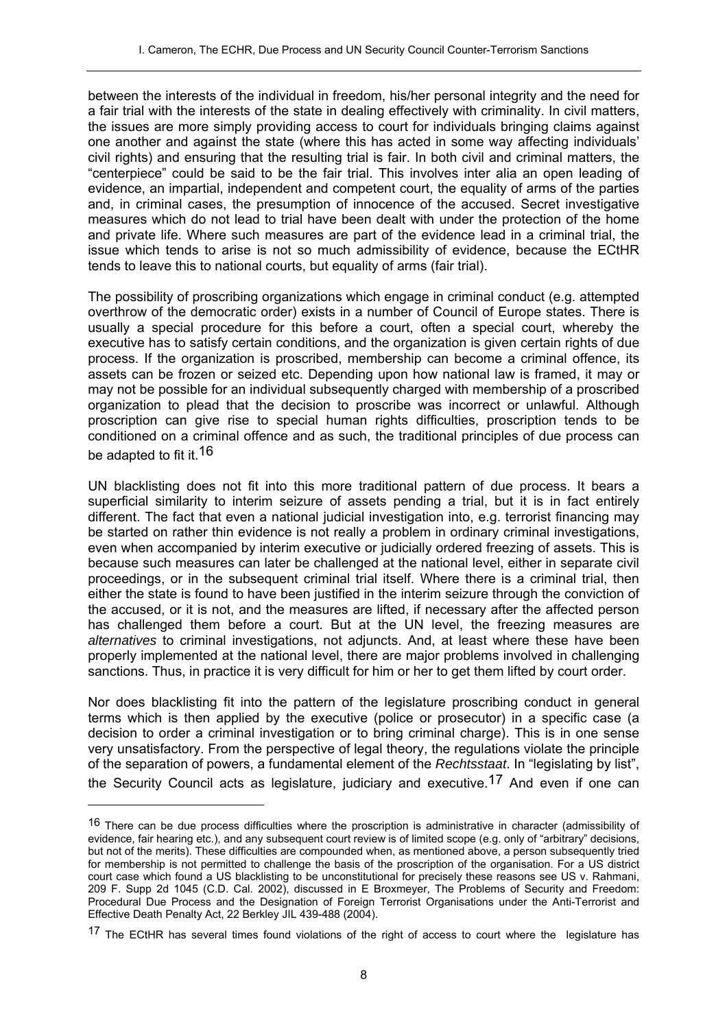between the interests of the individual in freedom, his/her personal integrity and the need for a fair trial with the interests of the state in dealing effectively with criminality. In civil matters, the issues are more simply providing access to court for individuals bringing claims against one another and against the state (where this has acted in some way affecting individuals' civil rights) and ensuring that the resulting trial is fair. In both civil and criminal matters, the "centerpiece" could be said to be the fair trial. This involves inter alia an open leading of evidence, an impartial, independent and competent court, the equality of arms of the parties and, in criminal cases, the presumption of innocence of the accused. Secret investigative measures which do not lead to trial have been dealt with under the protection of the home and private life. Where such measures are part of the evidence lead in a criminal trial, the issue which tends to arise is not so much admissibility of evidence, because the ECtHR tends to leave this to national courts, but equality of arms (fair trial).

The possibility of proscribing organizations which engage in criminal conduct (e.g. attempted overthrow of the democratic order) exists in a number of Council of Europe states. There is usually a special procedure for this before a court, often a special court, whereby the executive has to satisfy certain conditions, and the organization is given certain rights of due process. If the organization is proscribed, membership can become a criminal offence, its assets can be frozen or seized etc. Depending upon how national law is framed, it may or may not be possible for an individual subsequently charged with membership of a proscribed organization to plead that the decision to proscribe was incorrect or unlawful. Although proscription can give rise to special human rights difficulties, proscription tends to be conditioned on a criminal offence and as such, the traditional principles of due process can be adapted to fit it.[16]

UN blacklisting does not fit into this more traditional pattern of due process. It bears a superficial similarity to interim seizure of assets pending a trial, but it is in fact entirely different. The fact that even a national judicial investigation into, e.g. terrorist financing may be started on rather thin evidence is not really a problem in ordinary criminal investigations, even when accompanied by interim executive or judicially ordered freezing of assets. This is because such measures can later be challenged at the national level, either in separate civil proceedings, or in the subsequent criminal trial itself. Where there is a criminal trial, then either the state is found to have been justified in the interim seizure through the conviction of the accused, or it is not, and the measures are lifted, if necessary after the affected person has challenged them before a court. But at the UN level, the freezing measures are *alternatives* to criminal investigations, not adjuncts. And, at least where these have been properly implemented at the national level, there are major problems involved in challenging sanctions. Thus, in practice it is very difficult for him or her to get them lifted by court order.

Nor does blacklisting fit into the pattern of the legislature proscribing conduct in general terms which is then applied by the executive (police or prosecutor) in a specific case (a decision to order a criminal investigation or to bring criminal charge). This is in one sense very unsatisfactory. From the perspective of legal theory, the regulations violate the principle of the separation of powers, a fundamental element of the *Rechtsstaat*. In "legislating by list", the Security Council acts as legislature, judiciary and executive.[17] And even if one can

---

[16] There can be due process difficulties where the proscription is administrative in character (admissibility of evidence, fair hearing etc.), and any subsequent court review is of limited scope (e.g. only of "arbitrary" decisions, but not of the merits). These difficulties are compounded when, as mentioned above, a person subsequently tried for membership is not permitted to challenge the basis of the proscription of the organisation. For a US district court case which found a US blacklisting to be unconstitutional for precisely these reasons see US v. Rahmani, 209 F. Supp 2d 1045 (C.D. Cal. 2002), discussed in E Broxmeyer, The Problems of Security and Freedom: Procedural Due Process and the Designation of Foreign Terrorist Organisations under the Anti-Terrorist and Effective Death Penalty Act, 22 Berkley JIL 439-488 (2004).

[17] The ECtHR has several times found violations of the right of access to court where the legislature has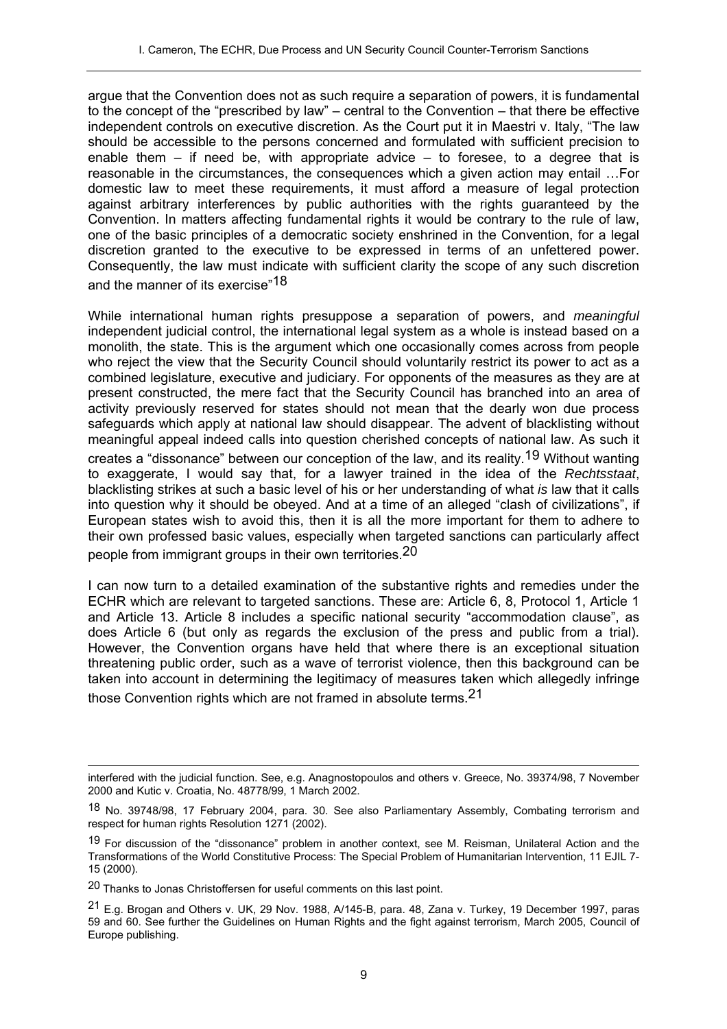argue that the Convention does not as such require a separation of powers, it is fundamental to the concept of the "prescribed by law" – central to the Convention – that there be effective independent controls on executive discretion. As the Court put it in Maestri v. Italy, "The law should be accessible to the persons concerned and formulated with sufficient precision to enable them – if need be, with appropriate advice – to foresee, to a degree that is reasonable in the circumstances, the consequences which a given action may entail …For domestic law to meet these requirements, it must afford a measure of legal protection against arbitrary interferences by public authorities with the rights guaranteed by the Convention. In matters affecting fundamental rights it would be contrary to the rule of law, one of the basic principles of a democratic society enshrined in the Convention, for a legal discretion granted to the executive to be expressed in terms of an unfettered power. Consequently, the law must indicate with sufficient clarity the scope of any such discretion and the manner of its exercise"[18]

While international human rights presuppose a separation of powers, and *meaningful* independent judicial control, the international legal system as a whole is instead based on a monolith, the state. This is the argument which one occasionally comes across from people who reject the view that the Security Council should voluntarily restrict its power to act as a combined legislature, executive and judiciary. For opponents of the measures as they are at present constructed, the mere fact that the Security Council has branched into an area of activity previously reserved for states should not mean that the dearly won due process safeguards which apply at national law should disappear. The advent of blacklisting without meaningful appeal indeed calls into question cherished concepts of national law. As such it creates a "dissonance" between our conception of the law, and its reality.[19] Without wanting to exaggerate, I would say that, for a lawyer trained in the idea of the *Rechtsstaat*, blacklisting strikes at such a basic level of his or her understanding of what *is* law that it calls into question why it should be obeyed. And at a time of an alleged "clash of civilizations", if European states wish to avoid this, then it is all the more important for them to adhere to their own professed basic values, especially when targeted sanctions can particularly affect people from immigrant groups in their own territories.[20]

I can now turn to a detailed examination of the substantive rights and remedies under the ECHR which are relevant to targeted sanctions. These are: Article 6, 8, Protocol 1, Article 1 and Article 13. Article 8 includes a specific national security "accommodation clause", as does Article 6 (but only as regards the exclusion of the press and public from a trial). However, the Convention organs have held that where there is an exceptional situation threatening public order, such as a wave of terrorist violence, then this background can be taken into account in determining the legitimacy of measures taken which allegedly infringe those Convention rights which are not framed in absolute terms.[21]

---

interfered with the judicial function. See, e.g. Anagnostopoulos and others v. Greece, No. 39374/98, 7 November 2000 and Kutic v. Croatia, No. 48778/99, 1 March 2002.

[18] No. 39748/98, 17 February 2004, para. 30. See also Parliamentary Assembly, Combating terrorism and respect for human rights Resolution 1271 (2002).

[19] For discussion of the "dissonance" problem in another context, see M. Reisman, Unilateral Action and the Transformations of the World Constitutive Process: The Special Problem of Humanitarian Intervention, 11 EJIL 7-15 (2000).

[20] Thanks to Jonas Christoffersen for useful comments on this last point.

[21] E.g. Brogan and Others v. UK, 29 Nov. 1988, A/145-B, para. 48, Zana v. Turkey, 19 December 1997, paras 59 and 60. See further the Guidelines on Human Rights and the fight against terrorism, March 2005, Council of Europe publishing.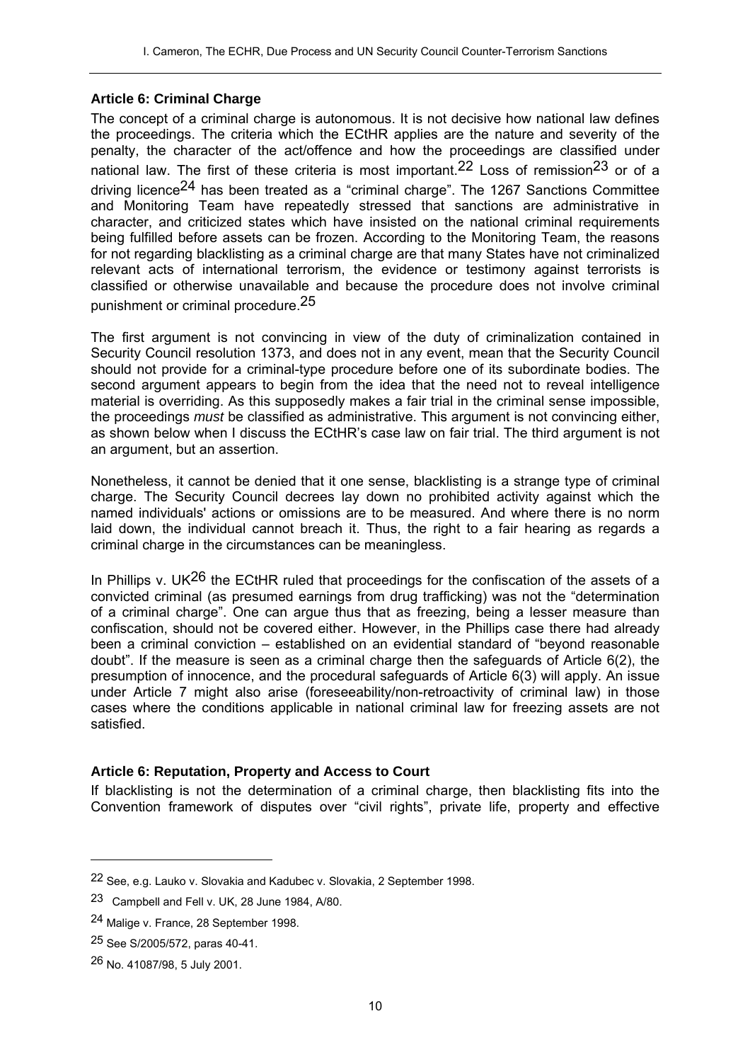**Article 6: Criminal Charge**

The concept of a criminal charge is autonomous. It is not decisive how national law defines the proceedings. The criteria which the ECtHR applies are the nature and severity of the penalty, the character of the act/offence and how the proceedings are classified under national law. The first of these criteria is most important.[22] Loss of remission[23] or of a driving licence[24] has been treated as a "criminal charge". The 1267 Sanctions Committee and Monitoring Team have repeatedly stressed that sanctions are administrative in character, and criticized states which have insisted on the national criminal requirements being fulfilled before assets can be frozen. According to the Monitoring Team, the reasons for not regarding blacklisting as a criminal charge are that many States have not criminalized relevant acts of international terrorism, the evidence or testimony against terrorists is classified or otherwise unavailable and because the procedure does not involve criminal punishment or criminal procedure.[25]

The first argument is not convincing in view of the duty of criminalization contained in Security Council resolution 1373, and does not in any event, mean that the Security Council should not provide for a criminal-type procedure before one of its subordinate bodies. The second argument appears to begin from the idea that the need not to reveal intelligence material is overriding. As this supposedly makes a fair trial in the criminal sense impossible, the proceedings *must* be classified as administrative. This argument is not convincing either, as shown below when I discuss the ECtHR's case law on fair trial. The third argument is not an argument, but an assertion.

Nonetheless, it cannot be denied that it one sense, blacklisting is a strange type of criminal charge. The Security Council decrees lay down no prohibited activity against which the named individuals' actions or omissions are to be measured. And where there is no norm laid down, the individual cannot breach it. Thus, the right to a fair hearing as regards a criminal charge in the circumstances can be meaningless.

In Phillips v. UK[26] the ECtHR ruled that proceedings for the confiscation of the assets of a convicted criminal (as presumed earnings from drug trafficking) was not the "determination of a criminal charge". One can argue thus that as freezing, being a lesser measure than confiscation, should not be covered either. However, in the Phillips case there had already been a criminal conviction – established on an evidential standard of "beyond reasonable doubt". If the measure is seen as a criminal charge then the safeguards of Article 6(2), the presumption of innocence, and the procedural safeguards of Article 6(3) will apply. An issue under Article 7 might also arise (foreseeability/non-retroactivity of criminal law) in those cases where the conditions applicable in national criminal law for freezing assets are not satisfied.

**Article 6: Reputation, Property and Access to Court**

If blacklisting is not the determination of a criminal charge, then blacklisting fits into the Convention framework of disputes over "civil rights", private life, property and effective

---

[22] See, e.g. Lauko v. Slovakia and Kadubec v. Slovakia, 2 September 1998.

[23] Campbell and Fell v. UK, 28 June 1984, A/80.

[24] Malige v. France, 28 September 1998.

[25] See S/2005/572, paras 40-41.

[26] No. 41087/98, 5 July 2001.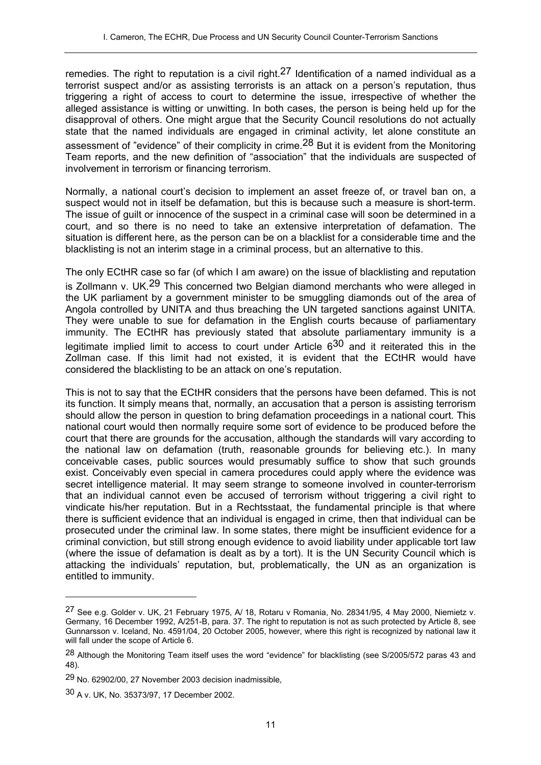remedies. The right to reputation is a civil right.[27] Identification of a named individual as a terrorist suspect and/or as assisting terrorists is an attack on a person's reputation, thus triggering a right of access to court to determine the issue, irrespective of whether the alleged assistance is witting or unwitting. In both cases, the person is being held up for the disapproval of others. One might argue that the Security Council resolutions do not actually state that the named individuals are engaged in criminal activity, let alone constitute an assessment of "evidence" of their complicity in crime.[28] But it is evident from the Monitoring Team reports, and the new definition of "association" that the individuals are suspected of involvement in terrorism or financing terrorism.

Normally, a national court's decision to implement an asset freeze of, or travel ban on, a suspect would not in itself be defamation, but this is because such a measure is short-term. The issue of guilt or innocence of the suspect in a criminal case will soon be determined in a court, and so there is no need to take an extensive interpretation of defamation. The situation is different here, as the person can be on a blacklist for a considerable time and the blacklisting is not an interim stage in a criminal process, but an alternative to this.

The only ECtHR case so far (of which I am aware) on the issue of blacklisting and reputation is Zollmann v. UK.[29] This concerned two Belgian diamond merchants who were alleged in the UK parliament by a government minister to be smuggling diamonds out of the area of Angola controlled by UNITA and thus breaching the UN targeted sanctions against UNITA. They were unable to sue for defamation in the English courts because of parliamentary immunity. The ECtHR has previously stated that absolute parliamentary immunity is a legitimate implied limit to access to court under Article 6[30] and it reiterated this in the Zollman case. If this limit had not existed, it is evident that the ECtHR would have considered the blacklisting to be an attack on one's reputation.

This is not to say that the ECtHR considers that the persons have been defamed. This is not its function. It simply means that, normally, an accusation that a person is assisting terrorism should allow the person in question to bring defamation proceedings in a national court. This national court would then normally require some sort of evidence to be produced before the court that there are grounds for the accusation, although the standards will vary according to the national law on defamation (truth, reasonable grounds for believing etc.). In many conceivable cases, public sources would presumably suffice to show that such grounds exist. Conceivably even special in camera procedures could apply where the evidence was secret intelligence material. It may seem strange to someone involved in counter-terrorism that an individual cannot even be accused of terrorism without triggering a civil right to vindicate his/her reputation. But in a Rechtsstaat, the fundamental principle is that where there is sufficient evidence that an individual is engaged in crime, then that individual can be prosecuted under the criminal law. In some states, there might be insufficient evidence for a criminal conviction, but still strong enough evidence to avoid liability under applicable tort law (where the issue of defamation is dealt as by a tort). It is the UN Security Council which is attacking the individuals' reputation, but, problematically, the UN as an organization is entitled to immunity.

---

[27] See e.g. Golder v. UK, 21 February 1975, A/ 18, Rotaru v Romania, No. 28341/95, 4 May 2000, Niemietz v. Germany, 16 December 1992, A/251-B, para. 37. The right to reputation is not as such protected by Article 8, see Gunnarsson v. Iceland, No. 4591/04, 20 October 2005, however, where this right is recognized by national law it will fall under the scope of Article 6.

[28] Although the Monitoring Team itself uses the word "evidence" for blacklisting (see S/2005/572 paras 43 and 48).

[29] No. 62902/00, 27 November 2003 decision inadmissible,

[30] A v. UK, No. 35373/97, 17 December 2002.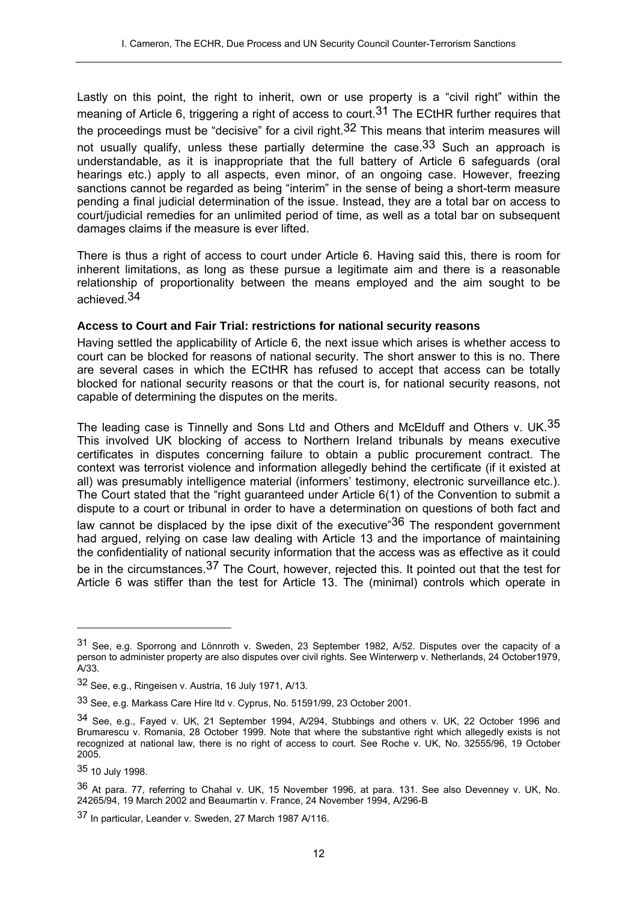Lastly on this point, the right to inherit, own or use property is a "civil right" within the meaning of Article 6, triggering a right of access to court.[31] The ECtHR further requires that the proceedings must be "decisive" for a civil right.[32] This means that interim measures will not usually qualify, unless these partially determine the case.[33] Such an approach is understandable, as it is inappropriate that the full battery of Article 6 safeguards (oral hearings etc.) apply to all aspects, even minor, of an ongoing case. However, freezing sanctions cannot be regarded as being "interim" in the sense of being a short-term measure pending a final judicial determination of the issue. Instead, they are a total bar on access to court/judicial remedies for an unlimited period of time, as well as a total bar on subsequent damages claims if the measure is ever lifted.

There is thus a right of access to court under Article 6. Having said this, there is room for inherent limitations, as long as these pursue a legitimate aim and there is a reasonable relationship of proportionality between the means employed and the aim sought to be achieved.[34]

**Access to Court and Fair Trial: restrictions for national security reasons**

Having settled the applicability of Article 6, the next issue which arises is whether access to court can be blocked for reasons of national security. The short answer to this is no. There are several cases in which the ECtHR has refused to accept that access can be totally blocked for national security reasons or that the court is, for national security reasons, not capable of determining the disputes on the merits.

The leading case is Tinnelly and Sons Ltd and Others and McElduff and Others v. UK.[35] This involved UK blocking of access to Northern Ireland tribunals by means executive certificates in disputes concerning failure to obtain a public procurement contract. The context was terrorist violence and information allegedly behind the certificate (if it existed at all) was presumably intelligence material (informers' testimony, electronic surveillance etc.). The Court stated that the "right guaranteed under Article 6(1) of the Convention to submit a dispute to a court or tribunal in order to have a determination on questions of both fact and law cannot be displaced by the ipse dixit of the executive"[36] The respondent government had argued, relying on case law dealing with Article 13 and the importance of maintaining the confidentiality of national security information that the access was as effective as it could be in the circumstances.[37] The Court, however, rejected this. It pointed out that the test for Article 6 was stiffer than the test for Article 13. The (minimal) controls which operate in

---

[31] See, e.g. Sporrong and Lönnroth v. Sweden, 23 September 1982, A/52. Disputes over the capacity of a person to administer property are also disputes over civil rights. See Winterwerp v. Netherlands, 24 October1979, A/33.

[32] See, e.g., Ringeisen v. Austria, 16 July 1971, A/13.

[33] See, e.g. Markass Care Hire ltd v. Cyprus, No. 51591/99, 23 October 2001.

[34] See, e.g., Fayed v. UK, 21 September 1994, A/294, Stubbings and others v. UK, 22 October 1996 and Brumarescu v. Romania, 28 October 1999. Note that where the substantive right which allegedly exists is not recognized at national law, there is no right of access to court. See Roche v. UK, No. 32555/96, 19 October 2005.

[35] 10 July 1998.

[36] At para. 77, referring to Chahal v. UK, 15 November 1996, at para. 131. See also Devenney v. UK, No. 24265/94, 19 March 2002 and Beaumartin v. France, 24 November 1994, A/296-B

[37] In particular, Leander v. Sweden, 27 March 1987 A/116.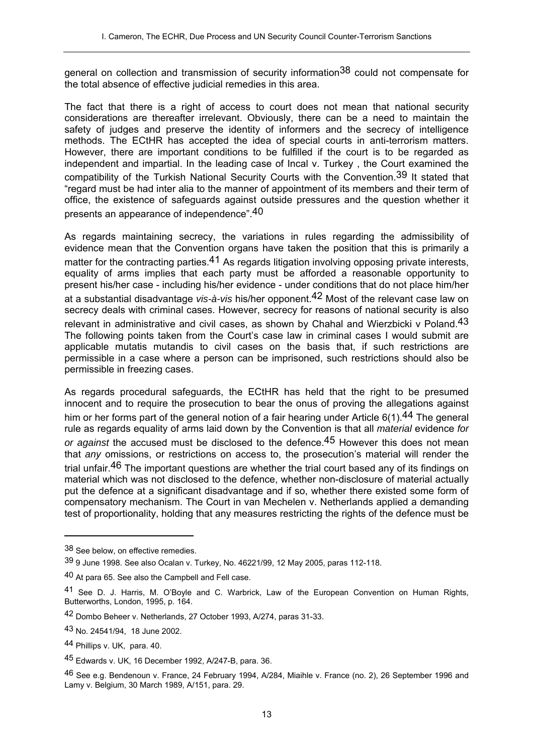general on collection and transmission of security information[38] could not compensate for the total absence of effective judicial remedies in this area.

The fact that there is a right of access to court does not mean that national security considerations are thereafter irrelevant. Obviously, there can be a need to maintain the safety of judges and preserve the identity of informers and the secrecy of intelligence methods. The ECtHR has accepted the idea of special courts in anti-terrorism matters. However, there are important conditions to be fulfilled if the court is to be regarded as independent and impartial. In the leading case of Incal v. Turkey , the Court examined the compatibility of the Turkish National Security Courts with the Convention.[39] It stated that "regard must be had inter alia to the manner of appointment of its members and their term of office, the existence of safeguards against outside pressures and the question whether it presents an appearance of independence".[40]

As regards maintaining secrecy, the variations in rules regarding the admissibility of evidence mean that the Convention organs have taken the position that this is primarily a matter for the contracting parties.[41] As regards litigation involving opposing private interests, equality of arms implies that each party must be afforded a reasonable opportunity to present his/her case - including his/her evidence - under conditions that do not place him/her at a substantial disadvantage *vis-à-vis* his/her opponent.[42] Most of the relevant case law on secrecy deals with criminal cases. However, secrecy for reasons of national security is also relevant in administrative and civil cases, as shown by Chahal and Wierzbicki v Poland.[43] The following points taken from the Court's case law in criminal cases I would submit are applicable mutatis mutandis to civil cases on the basis that, if such restrictions are permissible in a case where a person can be imprisoned, such restrictions should also be permissible in freezing cases.

As regards procedural safeguards, the ECtHR has held that the right to be presumed innocent and to require the prosecution to bear the onus of proving the allegations against him or her forms part of the general notion of a fair hearing under Article 6(1).[44] The general rule as regards equality of arms laid down by the Convention is that all *material* evidence *for or against* the accused must be disclosed to the defence.[45] However this does not mean that *any* omissions, or restrictions on access to, the prosecution's material will render the trial unfair.[46] The important questions are whether the trial court based any of its findings on material which was not disclosed to the defence, whether non-disclosure of material actually put the defence at a significant disadvantage and if so, whether there existed some form of compensatory mechanism. The Court in van Mechelen v. Netherlands applied a demanding test of proportionality, holding that any measures restricting the rights of the defence must be

---

[38] See below, on effective remedies.

[39] 9 June 1998. See also Ocalan v. Turkey, No. 46221/99, 12 May 2005, paras 112-118.

[40] At para 65. See also the Campbell and Fell case.

[41] See D. J. Harris, M. O'Boyle and C. Warbrick, Law of the European Convention on Human Rights, Butterworths, London, 1995, p. 164.

[42] Dombo Beheer v. Netherlands, 27 October 1993, A/274, paras 31-33.

[43] No. 24541/94, 18 June 2002.

[44] Phillips v. UK, para. 40.

[45] Edwards v. UK, 16 December 1992, A/247-B, para. 36.

[46] See e.g. Bendenoun v. France, 24 February 1994, A/284, Miaihle v. France (no. 2), 26 September 1996 and Lamy v. Belgium, 30 March 1989, A/151, para. 29.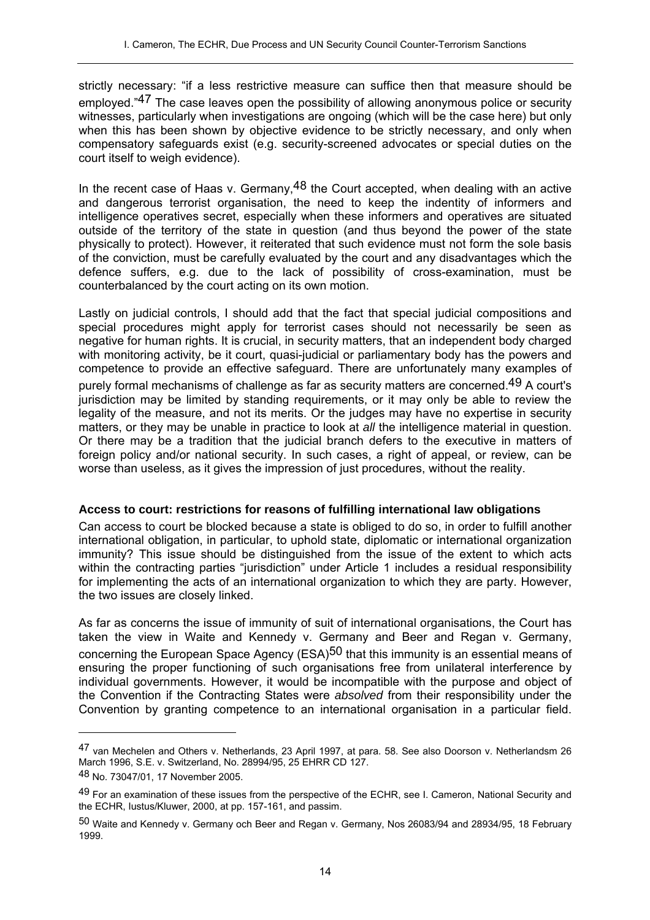strictly necessary: "if a less restrictive measure can suffice then that measure should be employed."[47] The case leaves open the possibility of allowing anonymous police or security witnesses, particularly when investigations are ongoing (which will be the case here) but only when this has been shown by objective evidence to be strictly necessary, and only when compensatory safeguards exist (e.g. security-screened advocates or special duties on the court itself to weigh evidence).

In the recent case of Haas v. Germany,[48] the Court accepted, when dealing with an active and dangerous terrorist organisation, the need to keep the indentity of informers and intelligence operatives secret, especially when these informers and operatives are situated outside of the territory of the state in question (and thus beyond the power of the state physically to protect). However, it reiterated that such evidence must not form the sole basis of the conviction, must be carefully evaluated by the court and any disadvantages which the defence suffers, e.g. due to the lack of possibility of cross-examination, must be counterbalanced by the court acting on its own motion.

Lastly on judicial controls, I should add that the fact that special judicial compositions and special procedures might apply for terrorist cases should not necessarily be seen as negative for human rights. It is crucial, in security matters, that an independent body charged with monitoring activity, be it court, quasi-judicial or parliamentary body has the powers and competence to provide an effective safeguard. There are unfortunately many examples of purely formal mechanisms of challenge as far as security matters are concerned.[49] A court's jurisdiction may be limited by standing requirements, or it may only be able to review the legality of the measure, and not its merits. Or the judges may have no expertise in security matters, or they may be unable in practice to look at *all* the intelligence material in question. Or there may be a tradition that the judicial branch defers to the executive in matters of foreign policy and/or national security. In such cases, a right of appeal, or review, can be worse than useless, as it gives the impression of just procedures, without the reality.

#### Access to court: restrictions for reasons of fulfilling international law obligations

Can access to court be blocked because a state is obliged to do so, in order to fulfill another international obligation, in particular, to uphold state, diplomatic or international organization immunity? This issue should be distinguished from the issue of the extent to which acts within the contracting parties "jurisdiction" under Article 1 includes a residual responsibility for implementing the acts of an international organization to which they are party. However, the two issues are closely linked.

As far as concerns the issue of immunity of suit of international organisations, the Court has taken the view in Waite and Kennedy v. Germany and Beer and Regan v. Germany, concerning the European Space Agency (ESA)[50] that this immunity is an essential means of ensuring the proper functioning of such organisations free from unilateral interference by individual governments. However, it would be incompatible with the purpose and object of the Convention if the Contracting States were *absolved* from their responsibility under the Convention by granting competence to an international organisation in a particular field.

---

[47] van Mechelen and Others v. Netherlands, 23 April 1997, at para. 58. See also Doorson v. Netherlandsm 26 March 1996, S.E. v. Switzerland, No. 28994/95, 25 EHRR CD 127.

[48] No. 73047/01, 17 November 2005.

[49] For an examination of these issues from the perspective of the ECHR, see I. Cameron, National Security and the ECHR, Iustus/Kluwer, 2000, at pp. 157-161, and passim.

[50] Waite and Kennedy v. Germany och Beer and Regan v. Germany, Nos 26083/94 and 28934/95, 18 February 1999.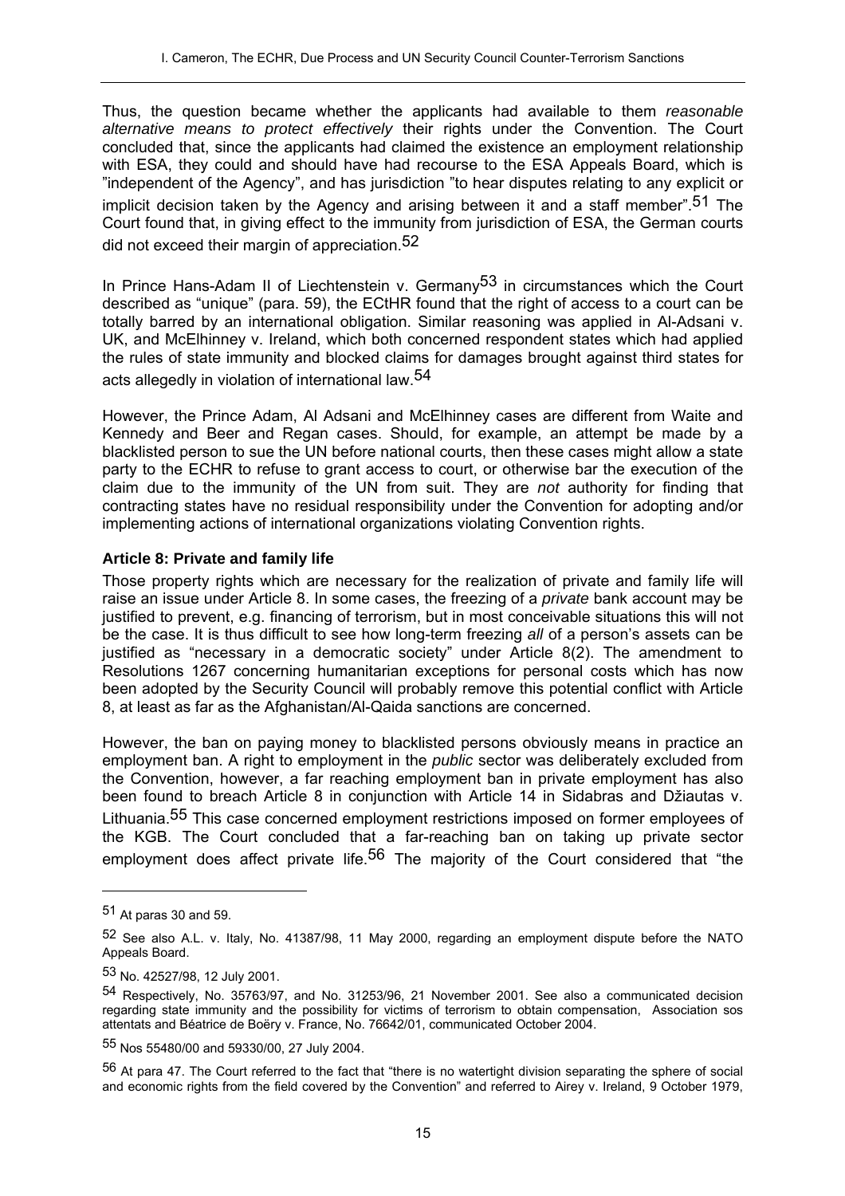Thus, the question became whether the applicants had available to them *reasonable alternative means to protect effectively* their rights under the Convention. The Court concluded that, since the applicants had claimed the existence an employment relationship with ESA, they could and should have had recourse to the ESA Appeals Board, which is "independent of the Agency", and has jurisdiction "to hear disputes relating to any explicit or implicit decision taken by the Agency and arising between it and a staff member".[51] The Court found that, in giving effect to the immunity from jurisdiction of ESA, the German courts did not exceed their margin of appreciation.[52]

In Prince Hans-Adam II of Liechtenstein v. Germany[53] in circumstances which the Court described as "unique" (para. 59), the ECtHR found that the right of access to a court can be totally barred by an international obligation. Similar reasoning was applied in Al-Adsani v. UK, and McElhinney v. Ireland, which both concerned respondent states which had applied the rules of state immunity and blocked claims for damages brought against third states for acts allegedly in violation of international law.[54]

However, the Prince Adam, Al Adsani and McElhinney cases are different from Waite and Kennedy and Beer and Regan cases. Should, for example, an attempt be made by a blacklisted person to sue the UN before national courts, then these cases might allow a state party to the ECHR to refuse to grant access to court, or otherwise bar the execution of the claim due to the immunity of the UN from suit. They are *not* authority for finding that contracting states have no residual responsibility under the Convention for adopting and/or implementing actions of international organizations violating Convention rights.

### Article 8: Private and family life

Those property rights which are necessary for the realization of private and family life will raise an issue under Article 8. In some cases, the freezing of a *private* bank account may be justified to prevent, e.g. financing of terrorism, but in most conceivable situations this will not be the case. It is thus difficult to see how long-term freezing *all* of a person's assets can be justified as "necessary in a democratic society" under Article 8(2). The amendment to Resolutions 1267 concerning humanitarian exceptions for personal costs which has now been adopted by the Security Council will probably remove this potential conflict with Article 8, at least as far as the Afghanistan/Al-Qaida sanctions are concerned.

However, the ban on paying money to blacklisted persons obviously means in practice an employment ban. A right to employment in the *public* sector was deliberately excluded from the Convention, however, a far reaching employment ban in private employment has also been found to breach Article 8 in conjunction with Article 14 in Sidabras and Džiautas v. Lithuania.[55] This case concerned employment restrictions imposed on former employees of the KGB. The Court concluded that a far-reaching ban on taking up private sector employment does affect private life.[56] The majority of the Court considered that "the

---

[51] At paras 30 and 59.

[52] See also A.L. v. Italy, No. 41387/98, 11 May 2000, regarding an employment dispute before the NATO Appeals Board.

[53] No. 42527/98, 12 July 2001.

[54] Respectively, No. 35763/97, and No. 31253/96, 21 November 2001. See also a communicated decision regarding state immunity and the possibility for victims of terrorism to obtain compensation, Association sos attentats and Béatrice de Boëry v. France, No. 76642/01, communicated October 2004.

[55] Nos 55480/00 and 59330/00, 27 July 2004.

[56] At para 47. The Court referred to the fact that "there is no watertight division separating the sphere of social and economic rights from the field covered by the Convention" and referred to Airey v. Ireland, 9 October 1979,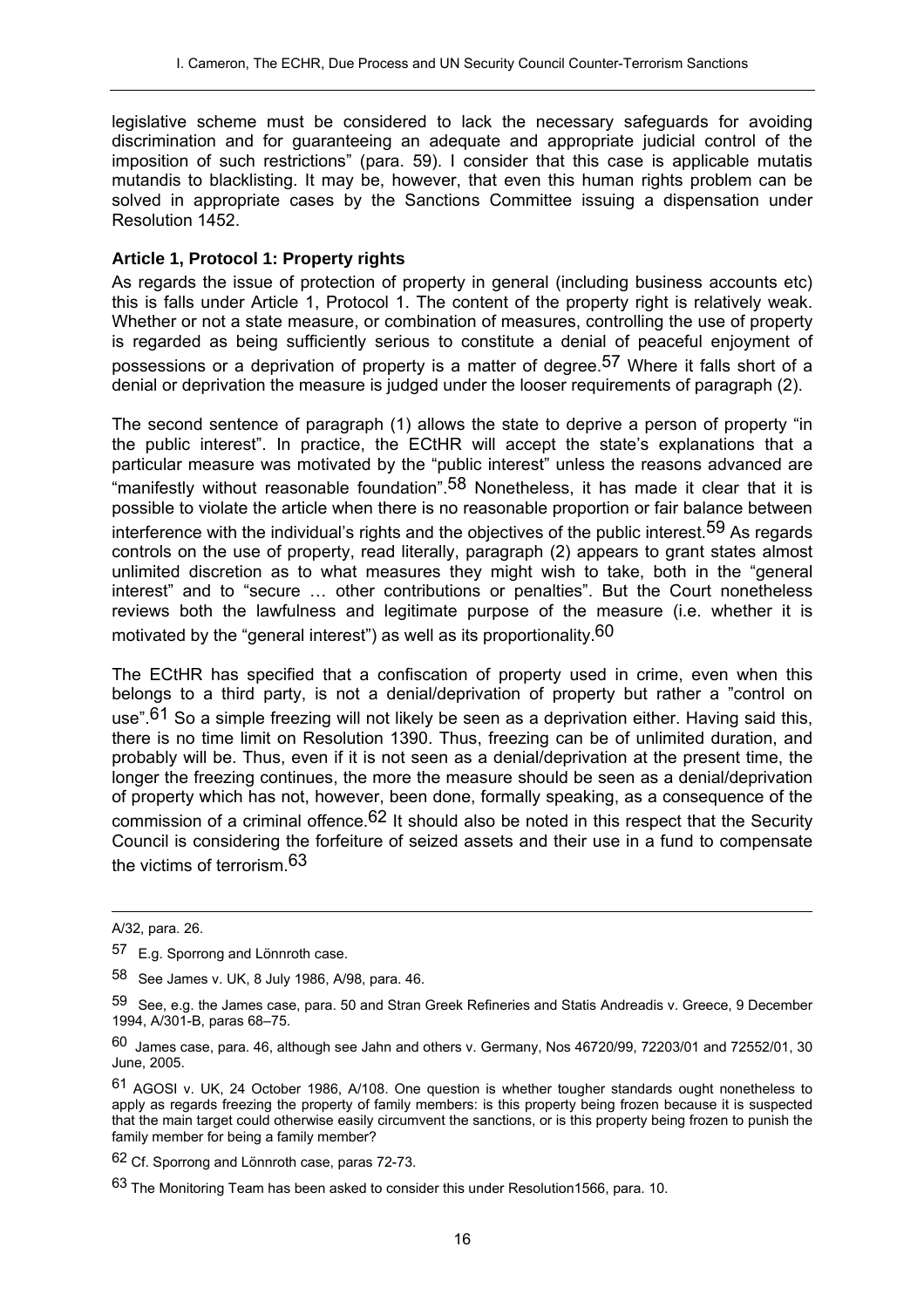legislative scheme must be considered to lack the necessary safeguards for avoiding discrimination and for guaranteeing an adequate and appropriate judicial control of the imposition of such restrictions" (para. 59). I consider that this case is applicable mutatis mutandis to blacklisting. It may be, however, that even this human rights problem can be solved in appropriate cases by the Sanctions Committee issuing a dispensation under Resolution 1452.

### Article 1, Protocol 1: Property rights

As regards the issue of protection of property in general (including business accounts etc) this is falls under Article 1, Protocol 1. The content of the property right is relatively weak. Whether or not a state measure, or combination of measures, controlling the use of property is regarded as being sufficiently serious to constitute a denial of peaceful enjoyment of possessions or a deprivation of property is a matter of degree.[57] Where it falls short of a denial or deprivation the measure is judged under the looser requirements of paragraph (2).

The second sentence of paragraph (1) allows the state to deprive a person of property "in the public interest". In practice, the ECtHR will accept the state's explanations that a particular measure was motivated by the "public interest" unless the reasons advanced are "manifestly without reasonable foundation".[58] Nonetheless, it has made it clear that it is possible to violate the article when there is no reasonable proportion or fair balance between interference with the individual's rights and the objectives of the public interest.[59] As regards controls on the use of property, read literally, paragraph (2) appears to grant states almost unlimited discretion as to what measures they might wish to take, both in the "general interest" and to "secure … other contributions or penalties". But the Court nonetheless reviews both the lawfulness and legitimate purpose of the measure (i.e. whether it is motivated by the "general interest") as well as its proportionality.[60]

The ECtHR has specified that a confiscation of property used in crime, even when this belongs to a third party, is not a denial/deprivation of property but rather a "control on use".[61] So a simple freezing will not likely be seen as a deprivation either. Having said this, there is no time limit on Resolution 1390. Thus, freezing can be of unlimited duration, and probably will be. Thus, even if it is not seen as a denial/deprivation at the present time, the longer the freezing continues, the more the measure should be seen as a denial/deprivation of property which has not, however, been done, formally speaking, as a consequence of the commission of a criminal offence.[62] It should also be noted in this respect that the Security Council is considering the forfeiture of seized assets and their use in a fund to compensate the victims of terrorism.[63]

---

A/32, para. 26.

[57] E.g. Sporrong and Lönnroth case.

[58] See James v. UK, 8 July 1986, A/98, para. 46.

[59] See, e.g. the James case, para. 50 and Stran Greek Refineries and Statis Andreadis v. Greece, 9 December 1994, A/301-B, paras 68–75.

[60] James case, para. 46, although see Jahn and others v. Germany, Nos 46720/99, 72203/01 and 72552/01, 30 June, 2005.

[61] AGOSI v. UK, 24 October 1986, A/108. One question is whether tougher standards ought nonetheless to apply as regards freezing the property of family members: is this property being frozen because it is suspected that the main target could otherwise easily circumvent the sanctions, or is this property being frozen to punish the family member for being a family member?

[62] Cf. Sporrong and Lönnroth case, paras 72-73.

[63] The Monitoring Team has been asked to consider this under Resolution1566, para. 10.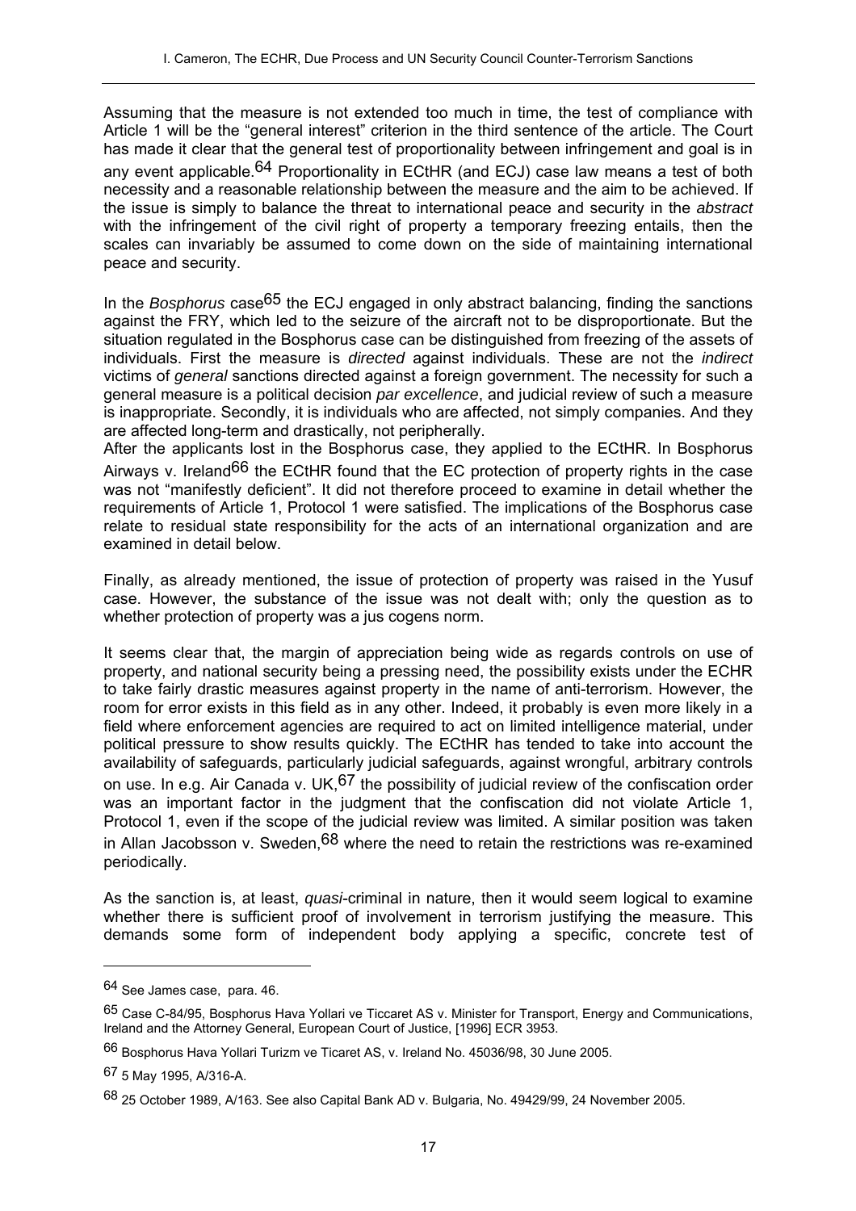Assuming that the measure is not extended too much in time, the test of compliance with Article 1 will be the "general interest" criterion in the third sentence of the article. The Court has made it clear that the general test of proportionality between infringement and goal is in any event applicable.[64] Proportionality in ECtHR (and ECJ) case law means a test of both necessity and a reasonable relationship between the measure and the aim to be achieved. If the issue is simply to balance the threat to international peace and security in the *abstract* with the infringement of the civil right of property a temporary freezing entails, then the scales can invariably be assumed to come down on the side of maintaining international peace and security.

In the *Bosphorus* case[65] the ECJ engaged in only abstract balancing, finding the sanctions against the FRY, which led to the seizure of the aircraft not to be disproportionate. But the situation regulated in the Bosphorus case can be distinguished from freezing of the assets of individuals. First the measure is *directed* against individuals. These are not the *indirect* victims of *general* sanctions directed against a foreign government. The necessity for such a general measure is a political decision *par excellence*, and judicial review of such a measure is inappropriate. Secondly, it is individuals who are affected, not simply companies. And they are affected long-term and drastically, not peripherally.

After the applicants lost in the Bosphorus case, they applied to the ECtHR. In Bosphorus Airways v. Ireland[66] the ECtHR found that the EC protection of property rights in the case was not "manifestly deficient". It did not therefore proceed to examine in detail whether the requirements of Article 1, Protocol 1 were satisfied. The implications of the Bosphorus case relate to residual state responsibility for the acts of an international organization and are examined in detail below.

Finally, as already mentioned, the issue of protection of property was raised in the Yusuf case. However, the substance of the issue was not dealt with; only the question as to whether protection of property was a jus cogens norm.

It seems clear that, the margin of appreciation being wide as regards controls on use of property, and national security being a pressing need, the possibility exists under the ECHR to take fairly drastic measures against property in the name of anti-terrorism. However, the room for error exists in this field as in any other. Indeed, it probably is even more likely in a field where enforcement agencies are required to act on limited intelligence material, under political pressure to show results quickly. The ECtHR has tended to take into account the availability of safeguards, particularly judicial safeguards, against wrongful, arbitrary controls on use. In e.g. Air Canada v. UK,[67] the possibility of judicial review of the confiscation order was an important factor in the judgment that the confiscation did not violate Article 1, Protocol 1, even if the scope of the judicial review was limited. A similar position was taken in Allan Jacobsson v. Sweden,[68] where the need to retain the restrictions was re-examined periodically.

As the sanction is, at least, *quasi*-criminal in nature, then it would seem logical to examine whether there is sufficient proof of involvement in terrorism justifying the measure. This demands some form of independent body applying a specific, concrete test of

---

[64] See James case, para. 46.

[65] Case C-84/95, Bosphorus Hava Yollari ve Ticcaret AS v. Minister for Transport, Energy and Communications, Ireland and the Attorney General, European Court of Justice, [1996] ECR 3953.

[66] Bosphorus Hava Yollari Turizm ve Ticaret AS, v. Ireland No. 45036/98, 30 June 2005.

[67] 5 May 1995, A/316-A.

[68] 25 October 1989, A/163. See also Capital Bank AD v. Bulgaria, No. 49429/99, 24 November 2005.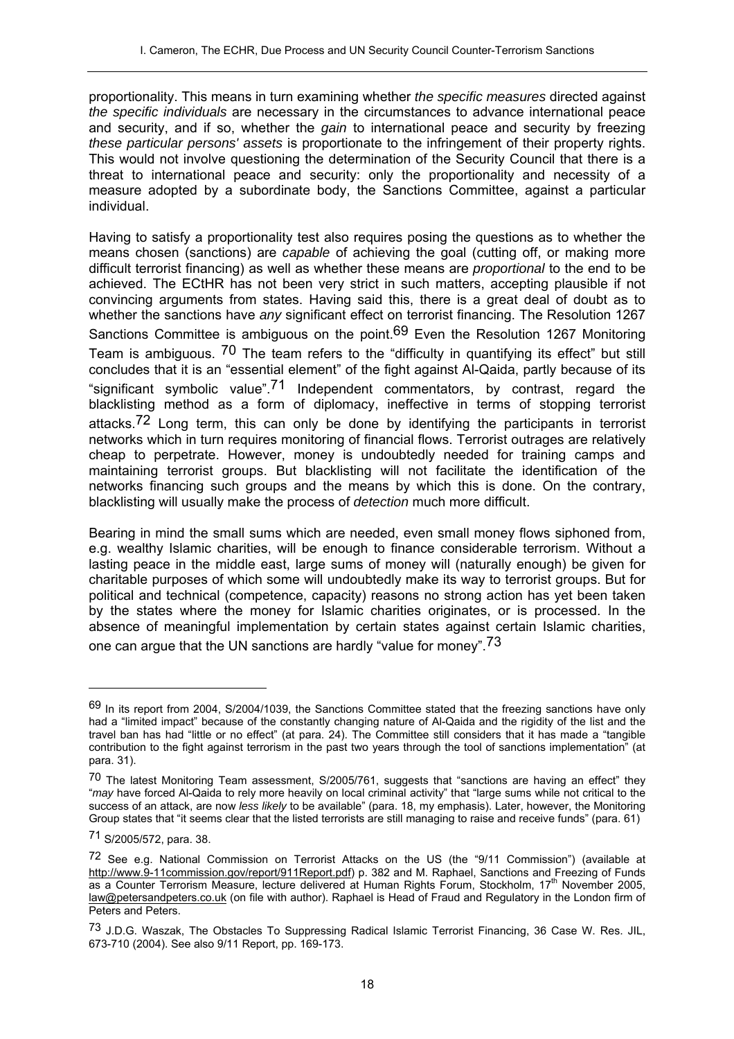proportionality. This means in turn examining whether *the specific measures* directed against *the specific individuals* are necessary in the circumstances to advance international peace and security, and if so, whether the *gain* to international peace and security by freezing *these particular persons' assets* is proportionate to the infringement of their property rights. This would not involve questioning the determination of the Security Council that there is a threat to international peace and security: only the proportionality and necessity of a measure adopted by a subordinate body, the Sanctions Committee, against a particular individual.

Having to satisfy a proportionality test also requires posing the questions as to whether the means chosen (sanctions) are *capable* of achieving the goal (cutting off, or making more difficult terrorist financing) as well as whether these means are *proportional* to the end to be achieved. The ECtHR has not been very strict in such matters, accepting plausible if not convincing arguments from states. Having said this, there is a great deal of doubt as to whether the sanctions have *any* significant effect on terrorist financing. The Resolution 1267 Sanctions Committee is ambiguous on the point.[69] Even the Resolution 1267 Monitoring Team is ambiguous. [70] The team refers to the "difficulty in quantifying its effect" but still concludes that it is an "essential element" of the fight against Al-Qaida, partly because of its "significant symbolic value".[71] Independent commentators, by contrast, regard the blacklisting method as a form of diplomacy, ineffective in terms of stopping terrorist attacks.[72] Long term, this can only be done by identifying the participants in terrorist networks which in turn requires monitoring of financial flows. Terrorist outrages are relatively cheap to perpetrate. However, money is undoubtedly needed for training camps and maintaining terrorist groups. But blacklisting will not facilitate the identification of the networks financing such groups and the means by which this is done. On the contrary, blacklisting will usually make the process of *detection* much more difficult.

Bearing in mind the small sums which are needed, even small money flows siphoned from, e.g. wealthy Islamic charities, will be enough to finance considerable terrorism. Without a lasting peace in the middle east, large sums of money will (naturally enough) be given for charitable purposes of which some will undoubtedly make its way to terrorist groups. But for political and technical (competence, capacity) reasons no strong action has yet been taken by the states where the money for Islamic charities originates, or is processed. In the absence of meaningful implementation by certain states against certain Islamic charities, one can argue that the UN sanctions are hardly "value for money".[73]

---

[69] In its report from 2004, S/2004/1039, the Sanctions Committee stated that the freezing sanctions have only had a "limited impact" because of the constantly changing nature of Al-Qaida and the rigidity of the list and the travel ban has had "little or no effect" (at para. 24). The Committee still considers that it has made a "tangible contribution to the fight against terrorism in the past two years through the tool of sanctions implementation" (at para. 31).

[70] The latest Monitoring Team assessment, S/2005/761, suggests that "sanctions are having an effect" they "*may* have forced Al-Qaida to rely more heavily on local criminal activity" that "large sums while not critical to the success of an attack, are now *less likely* to be available" (para. 18, my emphasis). Later, however, the Monitoring Group states that "it seems clear that the listed terrorists are still managing to raise and receive funds" (para. 61)

[71] S/2005/572, para. 38.

[72] See e.g. National Commission on Terrorist Attacks on the US (the "9/11 Commission") (available at http://www.9-11commission.gov/report/911Report.pdf) p. 382 and M. Raphael, Sanctions and Freezing of Funds as a Counter Terrorism Measure, lecture delivered at Human Rights Forum, Stockholm, 17th November 2005, law@petersandpeters.co.uk (on file with author). Raphael is Head of Fraud and Regulatory in the London firm of Peters and Peters.

[73] J.D.G. Waszak, The Obstacles To Suppressing Radical Islamic Terrorist Financing, 36 Case W. Res. JIL, 673-710 (2004). See also 9/11 Report, pp. 169-173.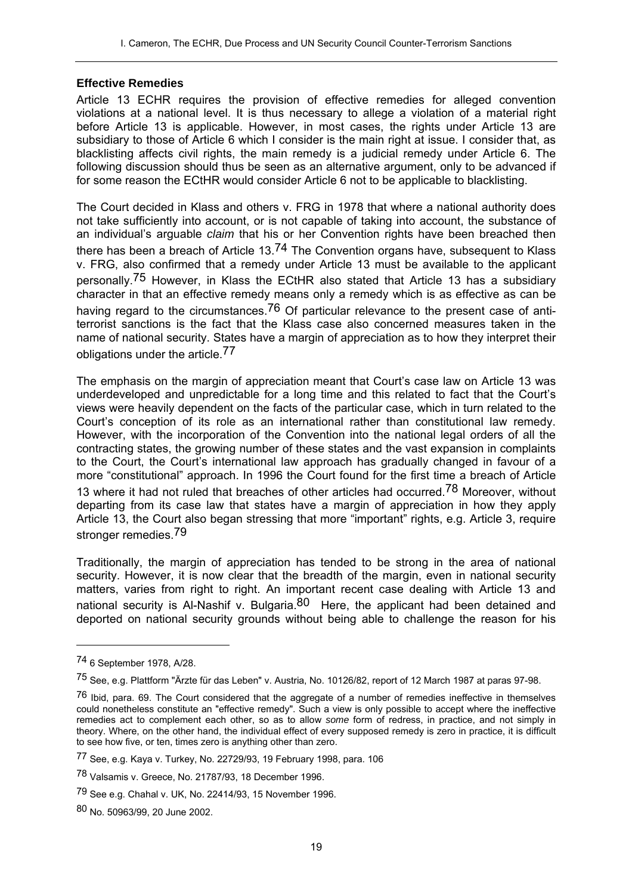**Effective Remedies**

Article 13 ECHR requires the provision of effective remedies for alleged convention violations at a national level. It is thus necessary to allege a violation of a material right before Article 13 is applicable. However, in most cases, the rights under Article 13 are subsidiary to those of Article 6 which I consider is the main right at issue. I consider that, as blacklisting affects civil rights, the main remedy is a judicial remedy under Article 6. The following discussion should thus be seen as an alternative argument, only to be advanced if for some reason the ECtHR would consider Article 6 not to be applicable to blacklisting.

The Court decided in Klass and others v. FRG in 1978 that where a national authority does not take sufficiently into account, or is not capable of taking into account, the substance of an individual's arguable *claim* that his or her Convention rights have been breached then there has been a breach of Article 13.[74] The Convention organs have, subsequent to Klass v. FRG, also confirmed that a remedy under Article 13 must be available to the applicant personally.[75] However, in Klass the ECtHR also stated that Article 13 has a subsidiary character in that an effective remedy means only a remedy which is as effective as can be having regard to the circumstances.[76] Of particular relevance to the present case of anti-terrorist sanctions is the fact that the Klass case also concerned measures taken in the name of national security. States have a margin of appreciation as to how they interpret their obligations under the article.[77]

The emphasis on the margin of appreciation meant that Court's case law on Article 13 was underdeveloped and unpredictable for a long time and this related to fact that the Court's views were heavily dependent on the facts of the particular case, which in turn related to the Court's conception of its role as an international rather than constitutional law remedy. However, with the incorporation of the Convention into the national legal orders of all the contracting states, the growing number of these states and the vast expansion in complaints to the Court, the Court's international law approach has gradually changed in favour of a more "constitutional" approach. In 1996 the Court found for the first time a breach of Article 13 where it had not ruled that breaches of other articles had occurred.[78] Moreover, without departing from its case law that states have a margin of appreciation in how they apply Article 13, the Court also began stressing that more "important" rights, e.g. Article 3, require stronger remedies.[79]

Traditionally, the margin of appreciation has tended to be strong in the area of national security. However, it is now clear that the breadth of the margin, even in national security matters, varies from right to right. An important recent case dealing with Article 13 and national security is Al-Nashif v. Bulgaria.[80] Here, the applicant had been detained and deported on national security grounds without being able to challenge the reason for his

---

[74] 6 September 1978, A/28.

[75] See, e.g. Plattform "Ärzte für das Leben" v. Austria, No. 10126/82, report of 12 March 1987 at paras 97-98.

[76] Ibid, para. 69. The Court considered that the aggregate of a number of remedies ineffective in themselves could nonetheless constitute an "effective remedy". Such a view is only possible to accept where the ineffective remedies act to complement each other, so as to allow *some* form of redress, in practice, and not simply in theory. Where, on the other hand, the individual effect of every supposed remedy is zero in practice, it is difficult to see how five, or ten, times zero is anything other than zero.

[77] See, e.g. Kaya v. Turkey, No. 22729/93, 19 February 1998, para. 106

[78] Valsamis v. Greece, No. 21787/93, 18 December 1996.

[79] See e.g. Chahal v. UK, No. 22414/93, 15 November 1996.

[80] No. 50963/99, 20 June 2002.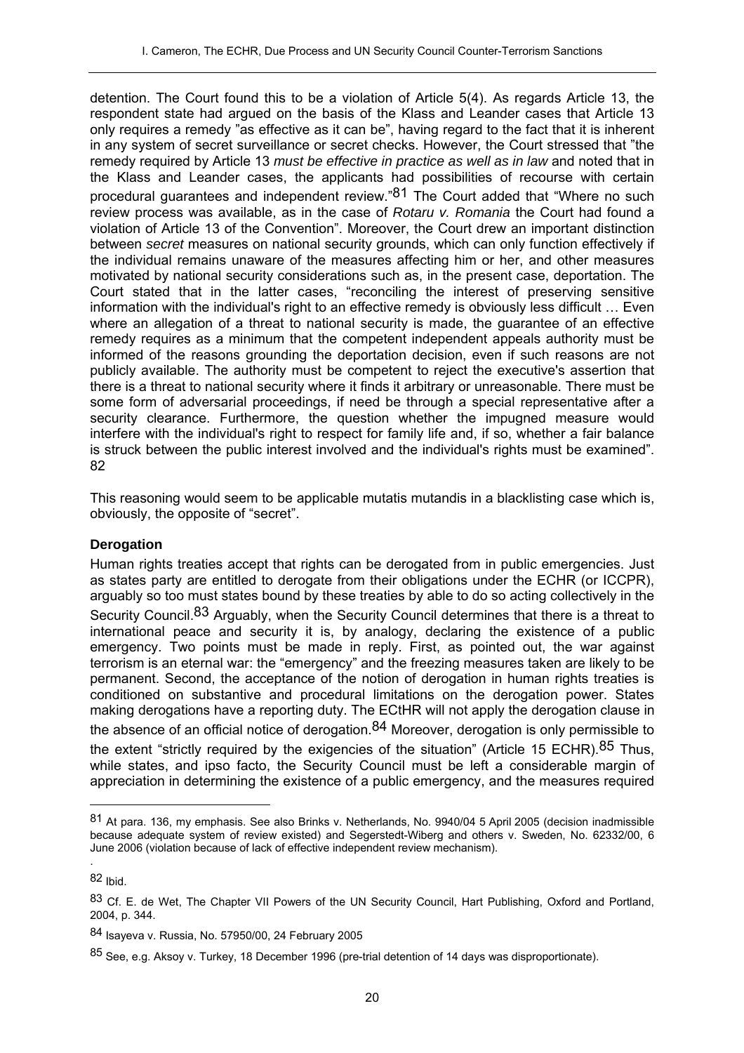detention. The Court found this to be a violation of Article 5(4). As regards Article 13, the respondent state had argued on the basis of the Klass and Leander cases that Article 13 only requires a remedy "as effective as it can be", having regard to the fact that it is inherent in any system of secret surveillance or secret checks. However, the Court stressed that "the remedy required by Article 13 *must be effective in practice as well as in law* and noted that in the Klass and Leander cases, the applicants had possibilities of recourse with certain procedural guarantees and independent review."[81] The Court added that "Where no such review process was available, as in the case of *Rotaru v. Romania* the Court had found a violation of Article 13 of the Convention". Moreover, the Court drew an important distinction between *secret* measures on national security grounds, which can only function effectively if the individual remains unaware of the measures affecting him or her, and other measures motivated by national security considerations such as, in the present case, deportation. The Court stated that in the latter cases, "reconciling the interest of preserving sensitive information with the individual's right to an effective remedy is obviously less difficult … Even where an allegation of a threat to national security is made, the guarantee of an effective remedy requires as a minimum that the competent independent appeals authority must be informed of the reasons grounding the deportation decision, even if such reasons are not publicly available. The authority must be competent to reject the executive's assertion that there is a threat to national security where it finds it arbitrary or unreasonable. There must be some form of adversarial proceedings, if need be through a special representative after a security clearance. Furthermore, the question whether the impugned measure would interfere with the individual's right to respect for family life and, if so, whether a fair balance is struck between the public interest involved and the individual's rights must be examined". [82]

This reasoning would seem to be applicable mutatis mutandis in a blacklisting case which is, obviously, the opposite of "secret".

### Derogation

Human rights treaties accept that rights can be derogated from in public emergencies. Just as states party are entitled to derogate from their obligations under the ECHR (or ICCPR), arguably so too must states bound by these treaties by able to do so acting collectively in the Security Council.[83] Arguably, when the Security Council determines that there is a threat to international peace and security it is, by analogy, declaring the existence of a public emergency. Two points must be made in reply. First, as pointed out, the war against terrorism is an eternal war: the "emergency" and the freezing measures taken are likely to be permanent. Second, the acceptance of the notion of derogation in human rights treaties is conditioned on substantive and procedural limitations on the derogation power. States making derogations have a reporting duty. The ECtHR will not apply the derogation clause in the absence of an official notice of derogation.[84] Moreover, derogation is only permissible to the extent "strictly required by the exigencies of the situation" (Article 15 ECHR).[85] Thus, while states, and ipso facto, the Security Council must be left a considerable margin of appreciation in determining the existence of a public emergency, and the measures required

---

[81] At para. 136, my emphasis. See also Brinks v. Netherlands, No. 9940/04 5 April 2005 (decision inadmissible because adequate system of review existed) and Segerstedt-Wiberg and others v. Sweden, No. 62332/00, 6 June 2006 (violation because of lack of effective independent review mechanism).

[82] Ibid.

[83] Cf. E. de Wet, The Chapter VII Powers of the UN Security Council, Hart Publishing, Oxford and Portland, 2004, p. 344.

[84] Isayeva v. Russia, No. 57950/00, 24 February 2005

[85] See, e.g. Aksoy v. Turkey, 18 December 1996 (pre-trial detention of 14 days was disproportionate).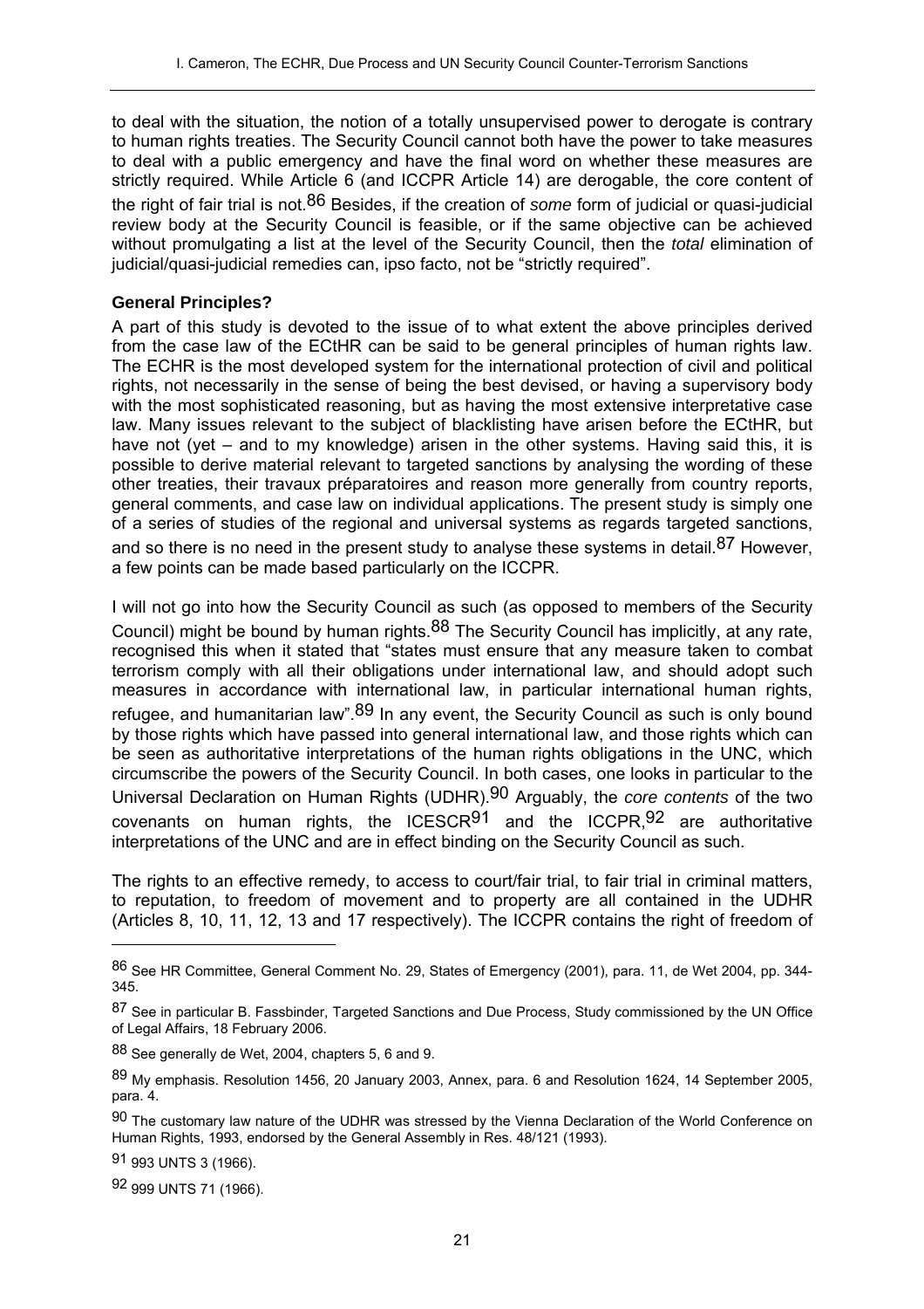to deal with the situation, the notion of a totally unsupervised power to derogate is contrary to human rights treaties. The Security Council cannot both have the power to take measures to deal with a public emergency and have the final word on whether these measures are strictly required. While Article 6 (and ICCPR Article 14) are derogable, the core content of the right of fair trial is not.[86] Besides, if the creation of *some* form of judicial or quasi-judicial review body at the Security Council is feasible, or if the same objective can be achieved without promulgating a list at the level of the Security Council, then the *total* elimination of judicial/quasi-judicial remedies can, ipso facto, not be "strictly required".

### General Principles?

A part of this study is devoted to the issue of to what extent the above principles derived from the case law of the ECtHR can be said to be general principles of human rights law. The ECHR is the most developed system for the international protection of civil and political rights, not necessarily in the sense of being the best devised, or having a supervisory body with the most sophisticated reasoning, but as having the most extensive interpretative case law. Many issues relevant to the subject of blacklisting have arisen before the ECtHR, but have not (yet – and to my knowledge) arisen in the other systems. Having said this, it is possible to derive material relevant to targeted sanctions by analysing the wording of these other treaties, their travaux préparatoires and reason more generally from country reports, general comments, and case law on individual applications. The present study is simply one of a series of studies of the regional and universal systems as regards targeted sanctions, and so there is no need in the present study to analyse these systems in detail.[87] However, a few points can be made based particularly on the ICCPR.

I will not go into how the Security Council as such (as opposed to members of the Security Council) might be bound by human rights.[88] The Security Council has implicitly, at any rate, recognised this when it stated that "states must ensure that any measure taken to combat terrorism comply with all their obligations under international law, and should adopt such measures in accordance with international law, in particular international human rights, refugee, and humanitarian law".[89] In any event, the Security Council as such is only bound by those rights which have passed into general international law, and those rights which can be seen as authoritative interpretations of the human rights obligations in the UNC, which circumscribe the powers of the Security Council. In both cases, one looks in particular to the Universal Declaration on Human Rights (UDHR).[90] Arguably, the *core contents* of the two covenants on human rights, the ICESCR[91] and the ICCPR,[92] are authoritative interpretations of the UNC and are in effect binding on the Security Council as such.

The rights to an effective remedy, to access to court/fair trial, to fair trial in criminal matters, to reputation, to freedom of movement and to property are all contained in the UDHR (Articles 8, 10, 11, 12, 13 and 17 respectively). The ICCPR contains the right of freedom of

---

[86] See HR Committee, General Comment No. 29, States of Emergency (2001), para. 11, de Wet 2004, pp. 344-345.

[87] See in particular B. Fassbinder, Targeted Sanctions and Due Process, Study commissioned by the UN Office of Legal Affairs, 18 February 2006.

[88] See generally de Wet, 2004, chapters 5, 6 and 9.

[89] My emphasis. Resolution 1456, 20 January 2003, Annex, para. 6 and Resolution 1624, 14 September 2005, para. 4.

[90] The customary law nature of the UDHR was stressed by the Vienna Declaration of the World Conference on Human Rights, 1993, endorsed by the General Assembly in Res. 48/121 (1993).

[91] 993 UNTS 3 (1966).

[92] 999 UNTS 71 (1966).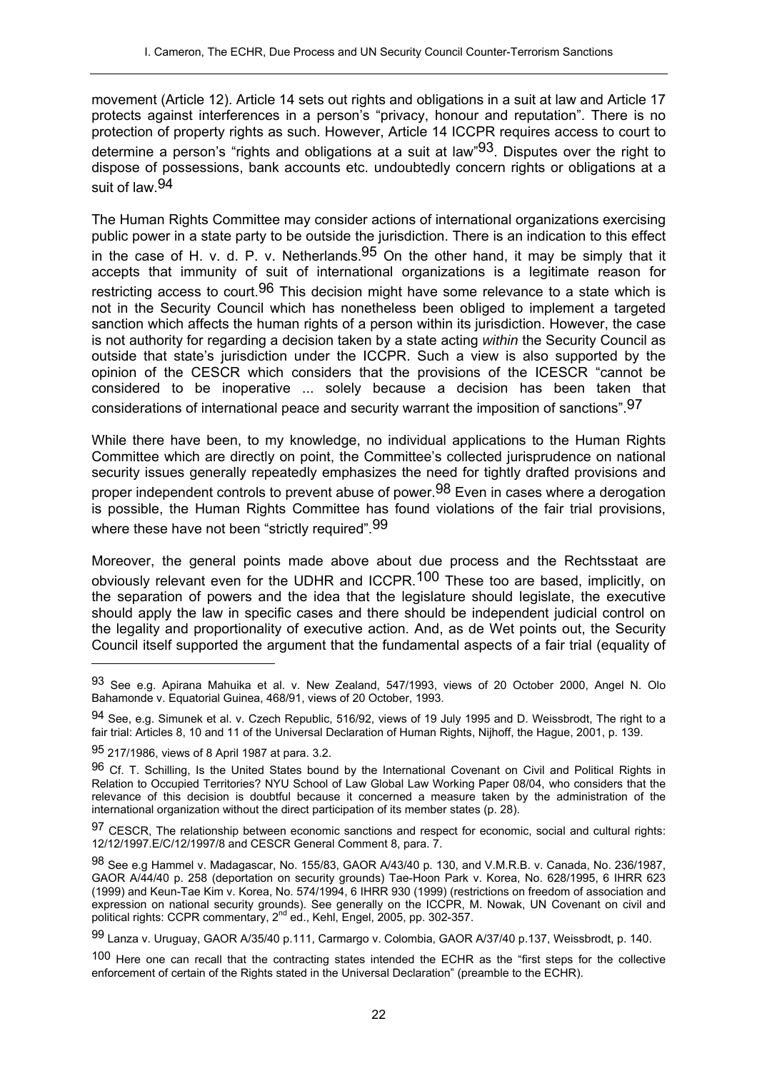movement (Article 12). Article 14 sets out rights and obligations in a suit at law and Article 17 protects against interferences in a person's "privacy, honour and reputation". There is no protection of property rights as such. However, Article 14 ICCPR requires access to court to determine a person's "rights and obligations at a suit at law"[93]. Disputes over the right to dispose of possessions, bank accounts etc. undoubtedly concern rights or obligations at a suit of law.[94]

The Human Rights Committee may consider actions of international organizations exercising public power in a state party to be outside the jurisdiction. There is an indication to this effect in the case of H. v. d. P. v. Netherlands.[95] On the other hand, it may be simply that it accepts that immunity of suit of international organizations is a legitimate reason for restricting access to court.[96] This decision might have some relevance to a state which is not in the Security Council which has nonetheless been obliged to implement a targeted sanction which affects the human rights of a person within its jurisdiction. However, the case is not authority for regarding a decision taken by a state acting *within* the Security Council as outside that state's jurisdiction under the ICCPR. Such a view is also supported by the opinion of the CESCR which considers that the provisions of the ICESCR "cannot be considered to be inoperative ... solely because a decision has been taken that considerations of international peace and security warrant the imposition of sanctions".[97]

While there have been, to my knowledge, no individual applications to the Human Rights Committee which are directly on point, the Committee's collected jurisprudence on national security issues generally repeatedly emphasizes the need for tightly drafted provisions and proper independent controls to prevent abuse of power.[98] Even in cases where a derogation is possible, the Human Rights Committee has found violations of the fair trial provisions, where these have not been "strictly required".[99]

Moreover, the general points made above about due process and the Rechtsstaat are obviously relevant even for the UDHR and ICCPR.[100] These too are based, implicitly, on the separation of powers and the idea that the legislature should legislate, the executive should apply the law in specific cases and there should be independent judicial control on the legality and proportionality of executive action. And, as de Wet points out, the Security Council itself supported the argument that the fundamental aspects of a fair trial (equality of

---

[93] See e.g. Apirana Mahuika et al. v. New Zealand, 547/1993, views of 20 October 2000, Angel N. Olo Bahamonde v. Equatorial Guinea, 468/91, views of 20 October, 1993.

[94] See, e.g. Simunek et al. v. Czech Republic, 516/92, views of 19 July 1995 and D. Weissbrodt, The right to a fair trial: Articles 8, 10 and 11 of the Universal Declaration of Human Rights, Nijhoff, the Hague, 2001, p. 139.

[95] 217/1986, views of 8 April 1987 at para. 3.2.

[96] Cf. T. Schilling, Is the United States bound by the International Covenant on Civil and Political Rights in Relation to Occupied Territories? NYU School of Law Global Law Working Paper 08/04, who considers that the relevance of this decision is doubtful because it concerned a measure taken by the administration of the international organization without the direct participation of its member states (p. 28).

[97] CESCR, The relationship between economic sanctions and respect for economic, social and cultural rights: 12/12/1997.E/C/12/1997/8 and CESCR General Comment 8, para. 7.

[98] See e.g Hammel v. Madagascar, No. 155/83, GAOR A/43/40 p. 130, and V.M.R.B. v. Canada, No. 236/1987, GAOR A/44/40 p. 258 (deportation on security grounds) Tae-Hoon Park v. Korea, No. 628/1995, 6 IHRR 623 (1999) and Keun-Tae Kim v. Korea, No. 574/1994, 6 IHRR 930 (1999) (restrictions on freedom of association and expression on national security grounds). See generally on the ICCPR, M. Nowak, UN Covenant on civil and political rights: CCPR commentary, 2nd ed., Kehl, Engel, 2005, pp. 302-357.

[99] Lanza v. Uruguay, GAOR A/35/40 p.111, Carmargo v. Colombia, GAOR A/37/40 p.137, Weissbrodt, p. 140.

[100] Here one can recall that the contracting states intended the ECHR as the "first steps for the collective enforcement of certain of the Rights stated in the Universal Declaration" (preamble to the ECHR).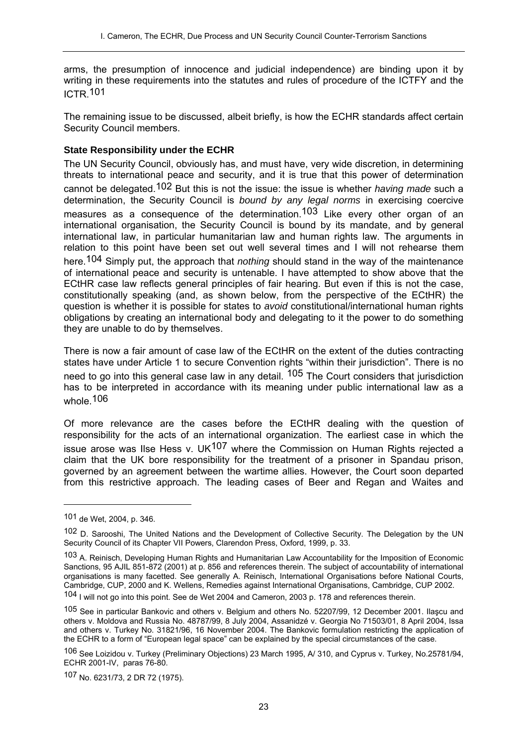arms, the presumption of innocence and judicial independence) are binding upon it by writing in these requirements into the statutes and rules of procedure of the ICTFY and the ICTR.[101]

The remaining issue to be discussed, albeit briefly, is how the ECHR standards affect certain Security Council members.

### State Responsibility under the ECHR

The UN Security Council, obviously has, and must have, very wide discretion, in determining threats to international peace and security, and it is true that this power of determination cannot be delegated.[102] But this is not the issue: the issue is whether *having made* such a determination, the Security Council is *bound by any legal norms* in exercising coercive measures as a consequence of the determination.[103] Like every other organ of an international organisation, the Security Council is bound by its mandate, and by general international law, in particular humanitarian law and human rights law. The arguments in relation to this point have been set out well several times and I will not rehearse them here.[104] Simply put, the approach that *nothing* should stand in the way of the maintenance of international peace and security is untenable. I have attempted to show above that the ECtHR case law reflects general principles of fair hearing. But even if this is not the case, constitutionally speaking (and, as shown below, from the perspective of the ECtHR) the question is whether it is possible for states to *avoid* constitutional/international human rights obligations by creating an international body and delegating to it the power to do something they are unable to do by themselves.

There is now a fair amount of case law of the ECtHR on the extent of the duties contracting states have under Article 1 to secure Convention rights "within their jurisdiction". There is no need to go into this general case law in any detail. [105] The Court considers that jurisdiction has to be interpreted in accordance with its meaning under public international law as a whole.[106]

Of more relevance are the cases before the ECtHR dealing with the question of responsibility for the acts of an international organization. The earliest case in which the issue arose was Ilse Hess v. UK[107] where the Commission on Human Rights rejected a claim that the UK bore responsibility for the treatment of a prisoner in Spandau prison, governed by an agreement between the wartime allies. However, the Court soon departed from this restrictive approach. The leading cases of Beer and Regan and Waites and

---

[101] de Wet, 2004, p. 346.

[102] D. Sarooshi, The United Nations and the Development of Collective Security. The Delegation by the UN Security Council of its Chapter VII Powers, Clarendon Press, Oxford, 1999, p. 33.

[103] A. Reinisch, Developing Human Rights and Humanitarian Law Accountability for the Imposition of Economic Sanctions, 95 AJIL 851-872 (2001) at p. 856 and references therein. The subject of accountability of international organisations is many facetted. See generally A. Reinisch, International Organisations before National Courts, Cambridge, CUP, 2000 and K. Wellens, Remedies against International Organisations, Cambridge, CUP 2002.

[104] I will not go into this point. See de Wet 2004 and Cameron, 2003 p. 178 and references therein.

[105] See in particular Bankovic and others v. Belgium and others No. 52207/99, 12 December 2001. Ilaşcu and others v. Moldova and Russia No. 48787/99, 8 July 2004, Assanidzé v. Georgia No 71503/01, 8 April 2004, Issa and others v. Turkey No. 31821/96, 16 November 2004. The Bankovic formulation restricting the application of the ECHR to a form of "European legal space" can be explained by the special circumstances of the case.

[106] See Loizidou v. Turkey (Preliminary Objections) 23 March 1995, A/ 310, and Cyprus v. Turkey, No.25781/94, ECHR 2001-IV, paras 76-80.

[107] No. 6231/73, 2 DR 72 (1975).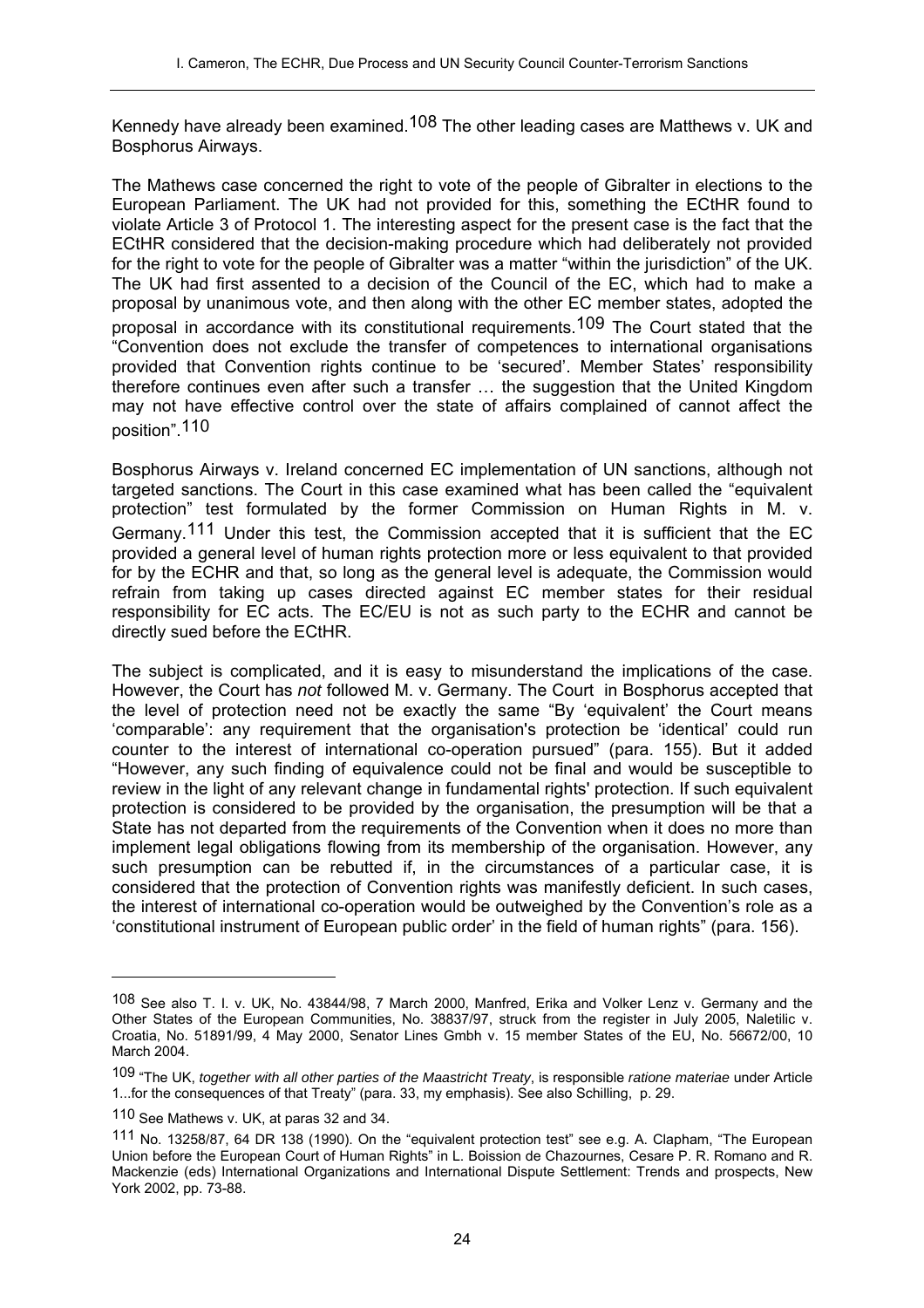Kennedy have already been examined.[108] The other leading cases are Matthews v. UK and Bosphorus Airways.

The Mathews case concerned the right to vote of the people of Gibralter in elections to the European Parliament. The UK had not provided for this, something the ECtHR found to violate Article 3 of Protocol 1. The interesting aspect for the present case is the fact that the ECtHR considered that the decision-making procedure which had deliberately not provided for the right to vote for the people of Gibralter was a matter "within the jurisdiction" of the UK. The UK had first assented to a decision of the Council of the EC, which had to make a proposal by unanimous vote, and then along with the other EC member states, adopted the proposal in accordance with its constitutional requirements.[109] The Court stated that the "Convention does not exclude the transfer of competences to international organisations provided that Convention rights continue to be 'secured'. Member States' responsibility therefore continues even after such a transfer … the suggestion that the United Kingdom may not have effective control over the state of affairs complained of cannot affect the position".[110]

Bosphorus Airways v. Ireland concerned EC implementation of UN sanctions, although not targeted sanctions. The Court in this case examined what has been called the "equivalent protection" test formulated by the former Commission on Human Rights in M. v. Germany.[111] Under this test, the Commission accepted that it is sufficient that the EC provided a general level of human rights protection more or less equivalent to that provided for by the ECHR and that, so long as the general level is adequate, the Commission would refrain from taking up cases directed against EC member states for their residual responsibility for EC acts. The EC/EU is not as such party to the ECHR and cannot be directly sued before the ECtHR.

The subject is complicated, and it is easy to misunderstand the implications of the case. However, the Court has *not* followed M. v. Germany. The Court in Bosphorus accepted that the level of protection need not be exactly the same "By 'equivalent' the Court means 'comparable': any requirement that the organisation's protection be 'identical' could run counter to the interest of international co-operation pursued" (para. 155). But it added "However, any such finding of equivalence could not be final and would be susceptible to review in the light of any relevant change in fundamental rights' protection. If such equivalent protection is considered to be provided by the organisation, the presumption will be that a State has not departed from the requirements of the Convention when it does no more than implement legal obligations flowing from its membership of the organisation. However, any such presumption can be rebutted if, in the circumstances of a particular case, it is considered that the protection of Convention rights was manifestly deficient. In such cases, the interest of international co-operation would be outweighed by the Convention's role as a 'constitutional instrument of European public order' in the field of human rights" (para. 156).

---

[108] See also T. I. v. UK, No. 43844/98, 7 March 2000, Manfred, Erika and Volker Lenz v. Germany and the Other States of the European Communities, No. 38837/97, struck from the register in July 2005, Naletilic v. Croatia, No. 51891/99, 4 May 2000, Senator Lines Gmbh v. 15 member States of the EU, No. 56672/00, 10 March 2004.

[109] "The UK, *together with all other parties of the Maastricht Treaty*, is responsible *ratione materiae* under Article 1...for the consequences of that Treaty" (para. 33, my emphasis). See also Schilling, p. 29.

[110] See Mathews v. UK, at paras 32 and 34.

[111] No. 13258/87, 64 DR 138 (1990). On the "equivalent protection test" see e.g. A. Clapham, "The European Union before the European Court of Human Rights" in L. Boisson de Chazournes, Cesare P. R. Romano and R. Mackenzie (eds) International Organizations and International Dispute Settlement: Trends and prospects, New York 2002, pp. 73-88.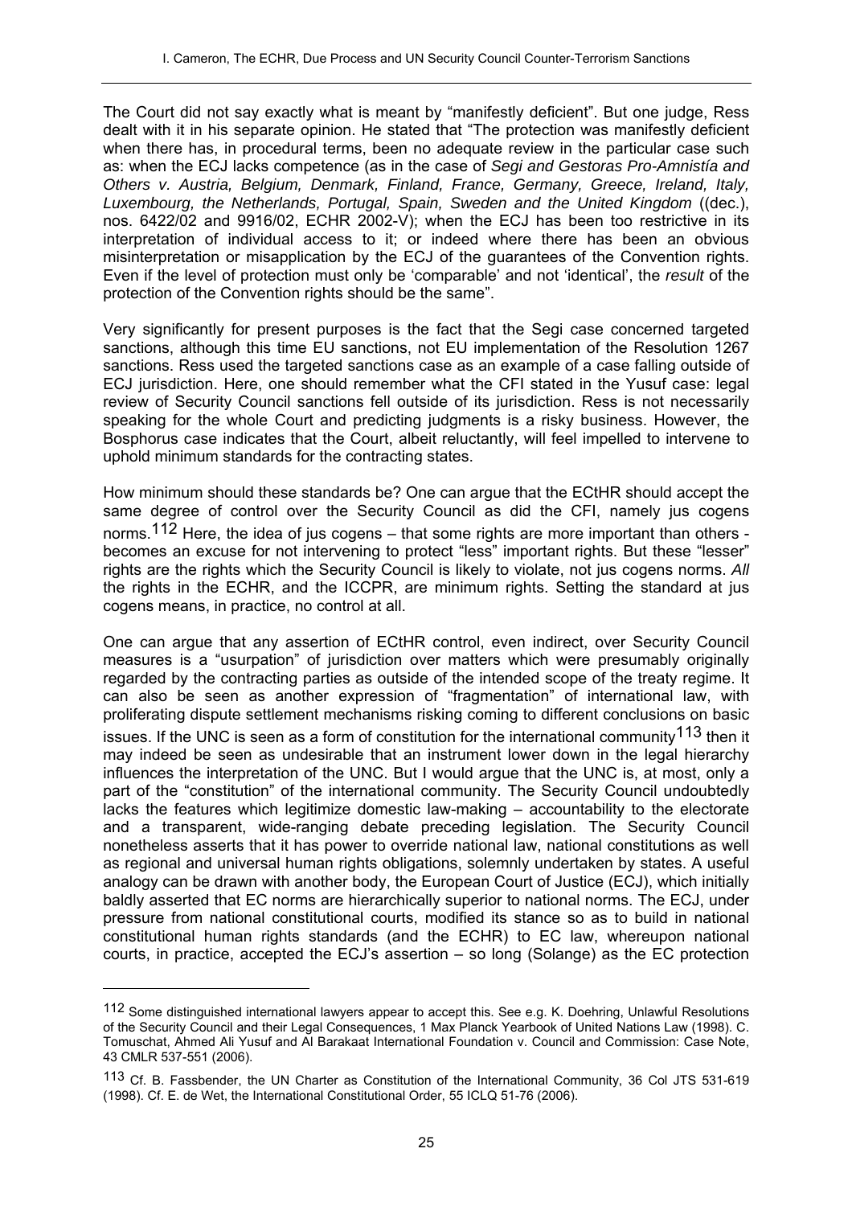The Court did not say exactly what is meant by "manifestly deficient". But one judge, Ress dealt with it in his separate opinion. He stated that "The protection was manifestly deficient when there has, in procedural terms, been no adequate review in the particular case such as: when the ECJ lacks competence (as in the case of *Segi and Gestoras Pro-Amnistía and Others v. Austria, Belgium, Denmark, Finland, France, Germany, Greece, Ireland, Italy, Luxembourg, the Netherlands, Portugal, Spain, Sweden and the United Kingdom* ((dec.), nos. 6422/02 and 9916/02, ECHR 2002-V); when the ECJ has been too restrictive in its interpretation of individual access to it; or indeed where there has been an obvious misinterpretation or misapplication by the ECJ of the guarantees of the Convention rights. Even if the level of protection must only be 'comparable' and not 'identical', the *result* of the protection of the Convention rights should be the same".

Very significantly for present purposes is the fact that the Segi case concerned targeted sanctions, although this time EU sanctions, not EU implementation of the Resolution 1267 sanctions. Ress used the targeted sanctions case as an example of a case falling outside of ECJ jurisdiction. Here, one should remember what the CFI stated in the Yusuf case: legal review of Security Council sanctions fell outside of its jurisdiction. Ress is not necessarily speaking for the whole Court and predicting judgments is a risky business. However, the Bosphorus case indicates that the Court, albeit reluctantly, will feel impelled to intervene to uphold minimum standards for the contracting states.

How minimum should these standards be? One can argue that the ECtHR should accept the same degree of control over the Security Council as did the CFI, namely jus cogens norms.[112] Here, the idea of jus cogens – that some rights are more important than others - becomes an excuse for not intervening to protect "less" important rights. But these "lesser" rights are the rights which the Security Council is likely to violate, not jus cogens norms. *All* the rights in the ECHR, and the ICCPR, are minimum rights. Setting the standard at jus cogens means, in practice, no control at all.

One can argue that any assertion of ECtHR control, even indirect, over Security Council measures is a "usurpation" of jurisdiction over matters which were presumably originally regarded by the contracting parties as outside of the intended scope of the treaty regime. It can also be seen as another expression of "fragmentation" of international law, with proliferating dispute settlement mechanisms risking coming to different conclusions on basic issues. If the UNC is seen as a form of constitution for the international community[113] then it may indeed be seen as undesirable that an instrument lower down in the legal hierarchy influences the interpretation of the UNC. But I would argue that the UNC is, at most, only a part of the "constitution" of the international community. The Security Council undoubtedly lacks the features which legitimize domestic law-making – accountability to the electorate and a transparent, wide-ranging debate preceding legislation. The Security Council nonetheless asserts that it has power to override national law, national constitutions as well as regional and universal human rights obligations, solemnly undertaken by states. A useful analogy can be drawn with another body, the European Court of Justice (ECJ), which initially baldly asserted that EC norms are hierarchically superior to national norms. The ECJ, under pressure from national constitutional courts, modified its stance so as to build in national constitutional human rights standards (and the ECHR) to EC law, whereupon national courts, in practice, accepted the ECJ's assertion – so long (Solange) as the EC protection

---

[112] Some distinguished international lawyers appear to accept this. See e.g. K. Doehring, Unlawful Resolutions of the Security Council and their Legal Consequences, 1 Max Planck Yearbook of United Nations Law (1998). C. Tomuschat, Ahmed Ali Yusuf and Al Barakaat International Foundation v. Council and Commission: Case Note, 43 CMLR 537-551 (2006).

[113] Cf. B. Fassbender, the UN Charter as Constitution of the International Community, 36 Col JTS 531-619 (1998). Cf. E. de Wet, the International Constitutional Order, 55 ICLQ 51-76 (2006).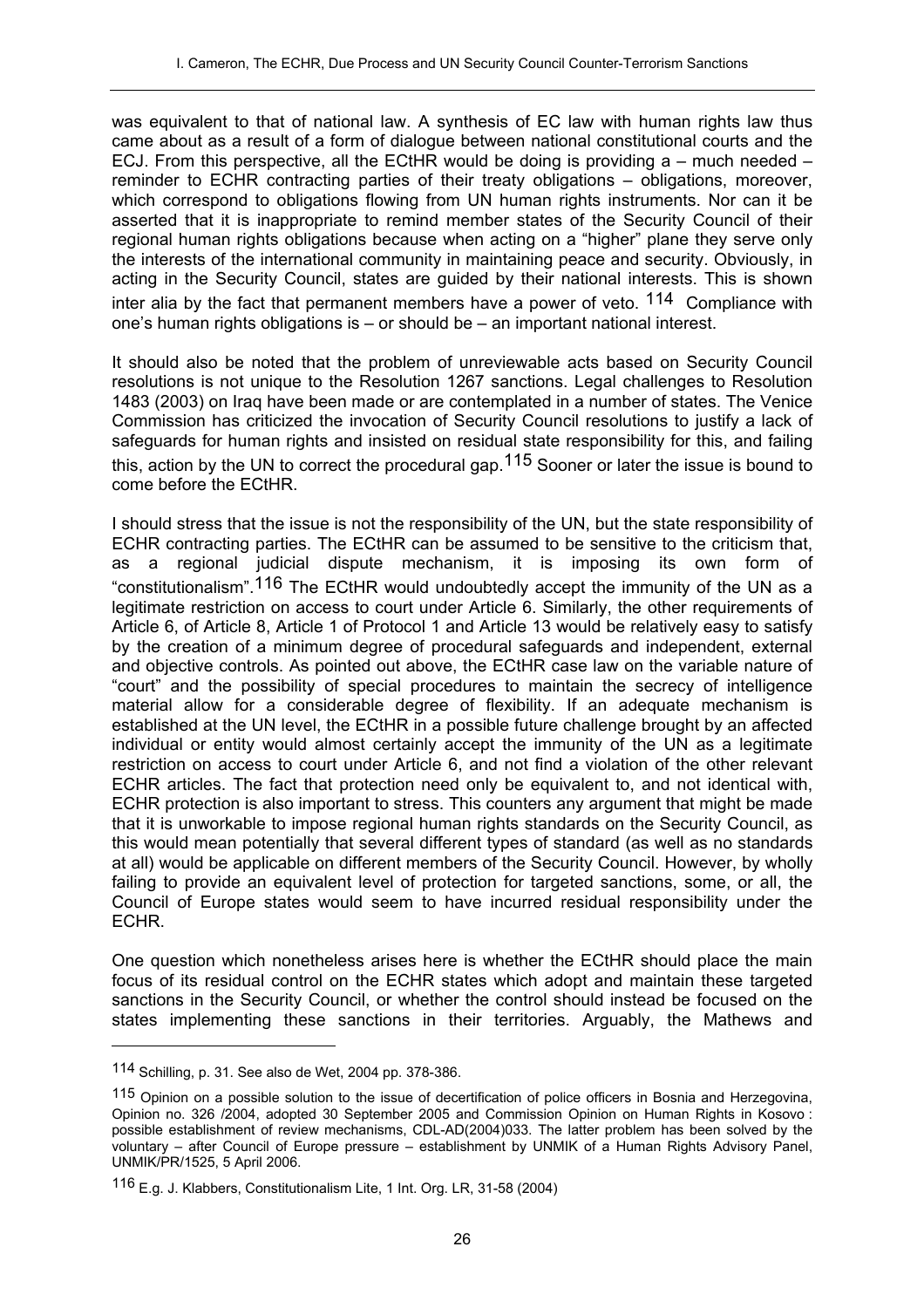was equivalent to that of national law. A synthesis of EC law with human rights law thus came about as a result of a form of dialogue between national constitutional courts and the ECJ. From this perspective, all the ECtHR would be doing is providing a – much needed – reminder to ECHR contracting parties of their treaty obligations – obligations, moreover, which correspond to obligations flowing from UN human rights instruments. Nor can it be asserted that it is inappropriate to remind member states of the Security Council of their regional human rights obligations because when acting on a "higher" plane they serve only the interests of the international community in maintaining peace and security. Obviously, in acting in the Security Council, states are guided by their national interests. This is shown inter alia by the fact that permanent members have a power of veto. [114] Compliance with one's human rights obligations is – or should be – an important national interest.

It should also be noted that the problem of unreviewable acts based on Security Council resolutions is not unique to the Resolution 1267 sanctions. Legal challenges to Resolution 1483 (2003) on Iraq have been made or are contemplated in a number of states. The Venice Commission has criticized the invocation of Security Council resolutions to justify a lack of safeguards for human rights and insisted on residual state responsibility for this, and failing this, action by the UN to correct the procedural gap.[115] Sooner or later the issue is bound to come before the ECtHR.

I should stress that the issue is not the responsibility of the UN, but the state responsibility of ECHR contracting parties. The ECtHR can be assumed to be sensitive to the criticism that, as a regional judicial dispute mechanism, it is imposing its own form of "constitutionalism".[116] The ECtHR would undoubtedly accept the immunity of the UN as a legitimate restriction on access to court under Article 6. Similarly, the other requirements of Article 6, of Article 8, Article 1 of Protocol 1 and Article 13 would be relatively easy to satisfy by the creation of a minimum degree of procedural safeguards and independent, external and objective controls. As pointed out above, the ECtHR case law on the variable nature of "court" and the possibility of special procedures to maintain the secrecy of intelligence material allow for a considerable degree of flexibility. If an adequate mechanism is established at the UN level, the ECtHR in a possible future challenge brought by an affected individual or entity would almost certainly accept the immunity of the UN as a legitimate restriction on access to court under Article 6, and not find a violation of the other relevant ECHR articles. The fact that protection need only be equivalent to, and not identical with, ECHR protection is also important to stress. This counters any argument that might be made that it is unworkable to impose regional human rights standards on the Security Council, as this would mean potentially that several different types of standard (as well as no standards at all) would be applicable on different members of the Security Council. However, by wholly failing to provide an equivalent level of protection for targeted sanctions, some, or all, the Council of Europe states would seem to have incurred residual responsibility under the ECHR.

One question which nonetheless arises here is whether the ECtHR should place the main focus of its residual control on the ECHR states which adopt and maintain these targeted sanctions in the Security Council, or whether the control should instead be focused on the states implementing these sanctions in their territories. Arguably, the Mathews and

---

[114] Schilling, p. 31. See also de Wet, 2004 pp. 378-386.

[115] Opinion on a possible solution to the issue of decertification of police officers in Bosnia and Herzegovina, Opinion no. 326 /2004, adopted 30 September 2005 and Commission Opinion on Human Rights in Kosovo : possible establishment of review mechanisms, CDL-AD(2004)033. The latter problem has been solved by the voluntary – after Council of Europe pressure – establishment by UNMIK of a Human Rights Advisory Panel, UNMIK/PR/1525, 5 April 2006.

[116] E.g. J. Klabbers, Constitutionalism Lite, 1 Int. Org. LR, 31-58 (2004)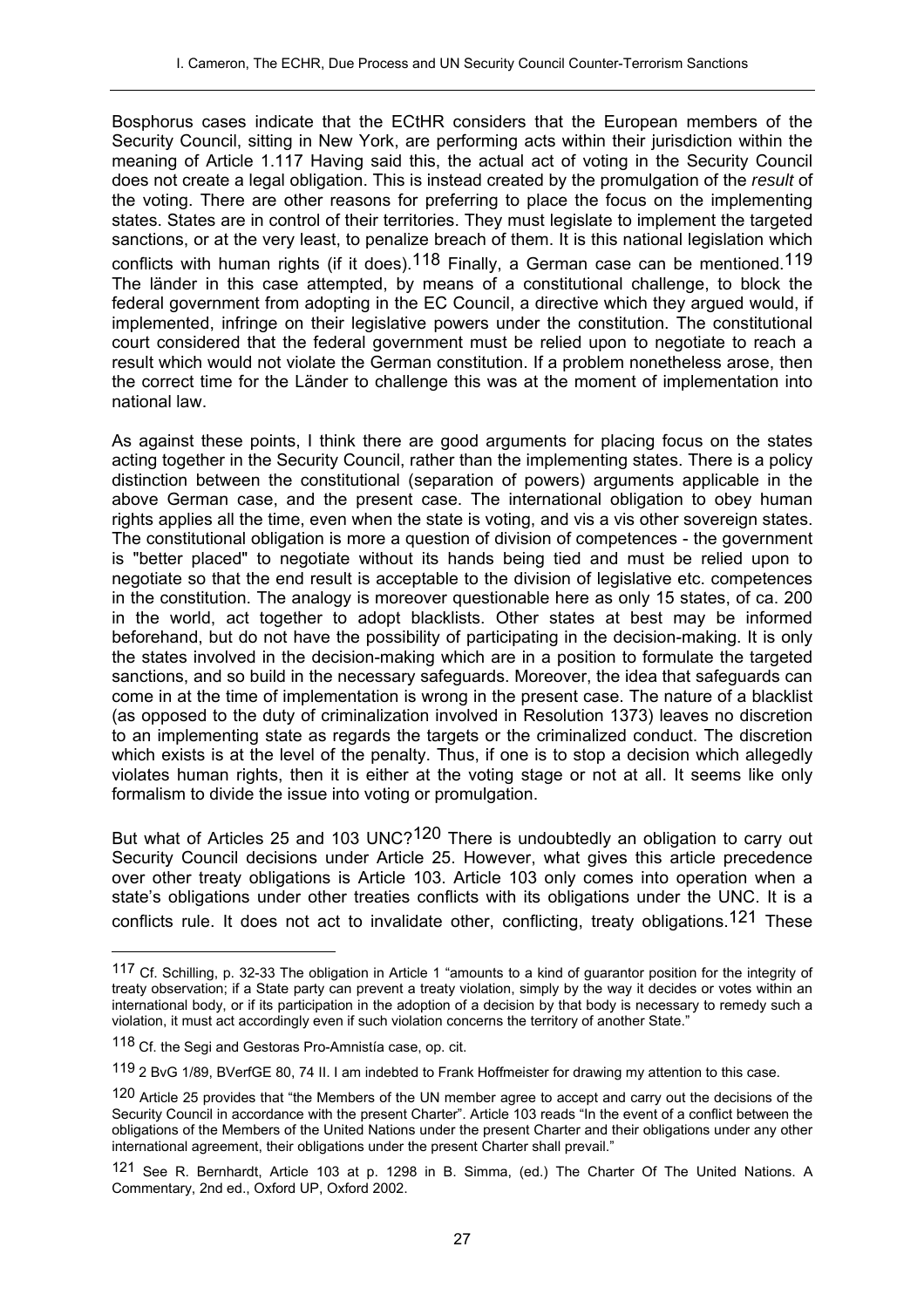Bosphorus cases indicate that the ECtHR considers that the European members of the Security Council, sitting in New York, are performing acts within their jurisdiction within the meaning of Article 1.[117] Having said this, the actual act of voting in the Security Council does not create a legal obligation. This is instead created by the promulgation of the *result* of the voting. There are other reasons for preferring to place the focus on the implementing states. States are in control of their territories. They must legislate to implement the targeted sanctions, or at the very least, to penalize breach of them. It is this national legislation which conflicts with human rights (if it does).[118] Finally, a German case can be mentioned.[119] The länder in this case attempted, by means of a constitutional challenge, to block the federal government from adopting in the EC Council, a directive which they argued would, if implemented, infringe on their legislative powers under the constitution. The constitutional court considered that the federal government must be relied upon to negotiate to reach a result which would not violate the German constitution. If a problem nonetheless arose, then the correct time for the Länder to challenge this was at the moment of implementation into national law.

As against these points, I think there are good arguments for placing focus on the states acting together in the Security Council, rather than the implementing states. There is a policy distinction between the constitutional (separation of powers) arguments applicable in the above German case, and the present case. The international obligation to obey human rights applies all the time, even when the state is voting, and vis a vis other sovereign states. The constitutional obligation is more a question of division of competences - the government is "better placed" to negotiate without its hands being tied and must be relied upon to negotiate so that the end result is acceptable to the division of legislative etc. competences in the constitution. The analogy is moreover questionable here as only 15 states, of ca. 200 in the world, act together to adopt blacklists. Other states at best may be informed beforehand, but do not have the possibility of participating in the decision-making. It is only the states involved in the decision-making which are in a position to formulate the targeted sanctions, and so build in the necessary safeguards. Moreover, the idea that safeguards can come in at the time of implementation is wrong in the present case. The nature of a blacklist (as opposed to the duty of criminalization involved in Resolution 1373) leaves no discretion to an implementing state as regards the targets or the criminalized conduct. The discretion which exists is at the level of the penalty. Thus, if one is to stop a decision which allegedly violates human rights, then it is either at the voting stage or not at all. It seems like only formalism to divide the issue into voting or promulgation.

But what of Articles 25 and 103 UNC?[120] There is undoubtedly an obligation to carry out Security Council decisions under Article 25. However, what gives this article precedence over other treaty obligations is Article 103. Article 103 only comes into operation when a state's obligations under other treaties conflicts with its obligations under the UNC. It is a conflicts rule. It does not act to invalidate other, conflicting, treaty obligations.[121] These

---

[117] Cf. Schilling, p. 32-33 The obligation in Article 1 "amounts to a kind of guarantor position for the integrity of treaty observation; if a State party can prevent a treaty violation, simply by the way it decides or votes within an international body, or if its participation in the adoption of a decision by that body is necessary to remedy such a violation, it must act accordingly even if such violation concerns the territory of another State."

[118] Cf. the Segi and Gestoras Pro-Amnistía case, op. cit.

[119] 2 BvG 1/89, BVerfGE 80, 74 II. I am indebted to Frank Hoffmeister for drawing my attention to this case.

[120] Article 25 provides that "the Members of the UN member agree to accept and carry out the decisions of the Security Council in accordance with the present Charter". Article 103 reads "In the event of a conflict between the obligations of the Members of the United Nations under the present Charter and their obligations under any other international agreement, their obligations under the present Charter shall prevail."

[121] See R. Bernhardt, Article 103 at p. 1298 in B. Simma, (ed.) The Charter Of The United Nations. A Commentary, 2nd ed., Oxford UP, Oxford 2002.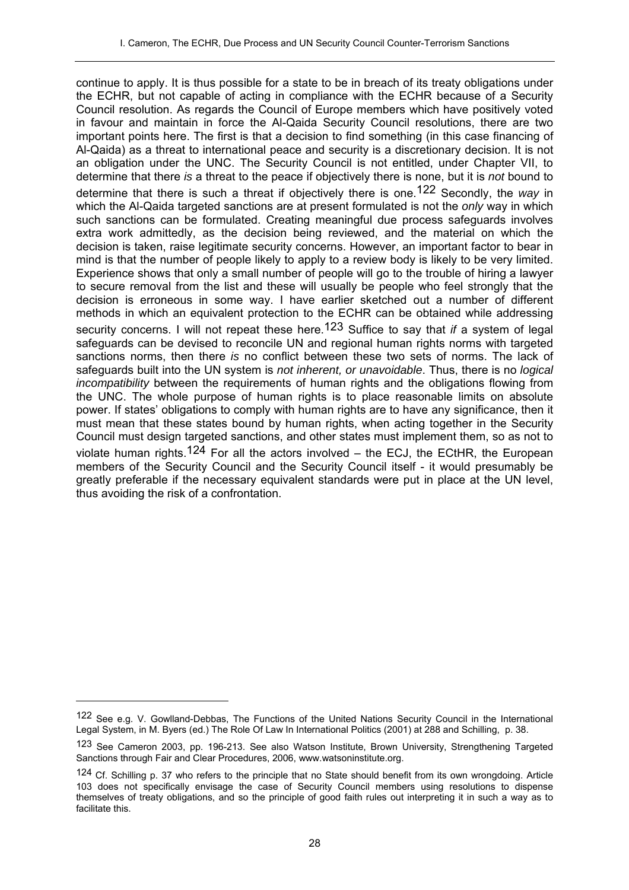continue to apply. It is thus possible for a state to be in breach of its treaty obligations under the ECHR, but not capable of acting in compliance with the ECHR because of a Security Council resolution. As regards the Council of Europe members which have positively voted in favour and maintain in force the Al-Qaida Security Council resolutions, there are two important points here. The first is that a decision to find something (in this case financing of Al-Qaida) as a threat to international peace and security is a discretionary decision. It is not an obligation under the UNC. The Security Council is not entitled, under Chapter VII, to determine that there *is* a threat to the peace if objectively there is none, but it is *not* bound to determine that there is such a threat if objectively there is one.[122] Secondly, the *way* in which the Al-Qaida targeted sanctions are at present formulated is not the *only* way in which such sanctions can be formulated. Creating meaningful due process safeguards involves extra work admittedly, as the decision being reviewed, and the material on which the decision is taken, raise legitimate security concerns. However, an important factor to bear in mind is that the number of people likely to apply to a review body is likely to be very limited. Experience shows that only a small number of people will go to the trouble of hiring a lawyer to secure removal from the list and these will usually be people who feel strongly that the decision is erroneous in some way. I have earlier sketched out a number of different methods in which an equivalent protection to the ECHR can be obtained while addressing security concerns. I will not repeat these here.[123] Suffice to say that *if* a system of legal safeguards can be devised to reconcile UN and regional human rights norms with targeted sanctions norms, then there *is* no conflict between these two sets of norms. The lack of safeguards built into the UN system is *not inherent, or unavoidable*. Thus, there is no *logical incompatibility* between the requirements of human rights and the obligations flowing from the UNC. The whole purpose of human rights is to place reasonable limits on absolute power. If states' obligations to comply with human rights are to have any significance, then it must mean that these states bound by human rights, when acting together in the Security Council must design targeted sanctions, and other states must implement them, so as not to violate human rights.[124] For all the actors involved – the ECJ, the ECtHR, the European members of the Security Council and the Security Council itself - it would presumably be greatly preferable if the necessary equivalent standards were put in place at the UN level, thus avoiding the risk of a confrontation.

---

[122] See e.g. V. Gowlland-Debbas, The Functions of the United Nations Security Council in the International Legal System, in M. Byers (ed.) The Role Of Law In International Politics (2001) at 288 and Schilling, p. 38.

[123] See Cameron 2003, pp. 196-213. See also Watson Institute, Brown University, Strengthening Targeted Sanctions through Fair and Clear Procedures, 2006, www.watsoninstitute.org.

[124] Cf. Schilling p. 37 who refers to the principle that no State should benefit from its own wrongdoing. Article 103 does not specifically envisage the case of Security Council members using resolutions to dispense themselves of treaty obligations, and so the principle of good faith rules out interpreting it in such a way as to facilitate this.